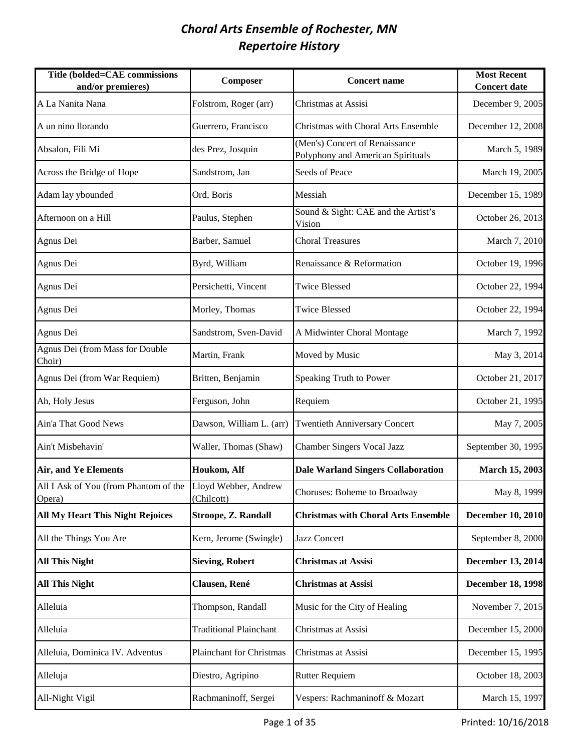# *Choral Arts Ensemble of Rochester, MN*
# *Repertoire History*

| Title (bolded=CAE commissions and/or premieres) | Composer | Concert name | Most Recent Concert date |
|---|---|---|---|
| A La Nanita Nana | Folstrom, Roger (arr) | Christmas at Assisi | December 9, 2005 |
| A un nino llorando | Guerrero, Francisco | Christmas with Choral Arts Ensemble | December 12, 2008 |
| Absalon, Fili Mi | des Prez, Josquin | (Men's) Concert of Renaissance Polyphony and American Spirituals | March 5, 1989 |
| Across the Bridge of Hope | Sandstrom, Jan | Seeds of Peace | March 19, 2005 |
| Adam lay ybounded | Ord, Boris | Messiah | December 15, 1989 |
| Afternoon on a Hill | Paulus, Stephen | Sound & Sight: CAE and the Artist's Vision | October 26, 2013 |
| Agnus Dei | Barber, Samuel | Choral Treasures | March 7, 2010 |
| Agnus Dei | Byrd, William | Renaissance & Reformation | October 19, 1996 |
| Agnus Dei | Persichetti, Vincent | Twice Blessed | October 22, 1994 |
| Agnus Dei | Morley, Thomas | Twice Blessed | October 22, 1994 |
| Agnus Dei | Sandstrom, Sven-David | A Midwinter Choral Montage | March 7, 1992 |
| Agnus Dei (from Mass for Double Choir) | Martin, Frank | Moved by Music | May 3, 2014 |
| Agnus Dei (from War Requiem) | Britten, Benjamin | Speaking Truth to Power | October 21, 2017 |
| Ah, Holy Jesus | Ferguson, John | Requiem | October 21, 1995 |
| Ain'a That Good News | Dawson, William L. (arr) | Twentieth Anniversary Concert | May 7, 2005 |
| Ain't Misbehavin' | Waller, Thomas (Shaw) | Chamber Singers Vocal Jazz | September 30, 1995 |
| **Air, and Ye Elements** | **Houkom, Alf** | **Dale Warland Singers Collaboration** | **March 15, 2003** |
| All I Ask of You (from Phantom of the Opera) | Lloyd Webber, Andrew (Chilcott) | Choruses: Boheme to Broadway | May 8, 1999 |
| **All My Heart This Night Rejoices** | **Stroope, Z. Randall** | **Christmas with Choral Arts Ensemble** | **December 10, 2010** |
| All the Things You Are | Kern, Jerome (Swingle) | Jazz Concert | September 8, 2000 |
| **All This Night** | **Sieving, Robert** | **Christmas at Assisi** | **December 13, 2014** |
| **All This Night** | **Clausen, René** | **Christmas at Assisi** | **December 18, 1998** |
| Alleluia | Thompson, Randall | Music for the City of Healing | November 7, 2015 |
| Alleluia | Traditional Plainchant | Christmas at Assisi | December 15, 2000 |
| Alleluia, Dominica IV. Adventus | Plainchant for Christmas | Christmas at Assisi | December 15, 1995 |
| Alleluja | Diestro, Agripino | Rutter Requiem | October 18, 2003 |
| All-Night Vigil | Rachmaninoff, Sergei | Vespers: Rachmaninoff & Mozart | March 15, 1997 |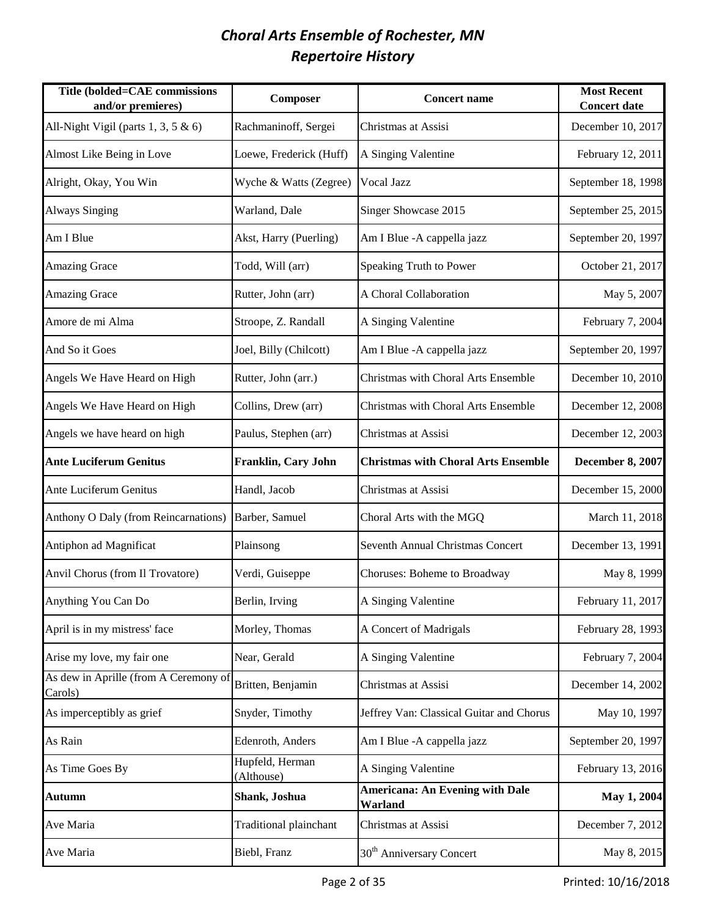# *Choral Arts Ensemble of Rochester, MN*
# *Repertoire History*

| Title (bolded=CAE commissions and/or premieres) | Composer | Concert name | Most Recent Concert date |
|---|---|---|---|
| All-Night Vigil (parts 1, 3, 5 & 6) | Rachmaninoff, Sergei | Christmas at Assisi | December 10, 2017 |
| Almost Like Being in Love | Loewe, Frederick (Huff) | A Singing Valentine | February 12, 2011 |
| Alright, Okay, You Win | Wyche & Watts (Zegree) | Vocal Jazz | September 18, 1998 |
| Always Singing | Warland, Dale | Singer Showcase 2015 | September 25, 2015 |
| Am I Blue | Akst, Harry (Puerling) | Am I Blue -A cappella jazz | September 20, 1997 |
| Amazing Grace | Todd, Will (arr) | Speaking Truth to Power | October 21, 2017 |
| Amazing Grace | Rutter, John (arr) | A Choral Collaboration | May 5, 2007 |
| Amore de mi Alma | Stroope, Z. Randall | A Singing Valentine | February 7, 2004 |
| And So it Goes | Joel, Billy (Chilcott) | Am I Blue -A cappella jazz | September 20, 1997 |
| Angels We Have Heard on High | Rutter, John (arr.) | Christmas with Choral Arts Ensemble | December 10, 2010 |
| Angels We Have Heard on High | Collins, Drew (arr) | Christmas with Choral Arts Ensemble | December 12, 2008 |
| Angels we have heard on high | Paulus, Stephen (arr) | Christmas at Assisi | December 12, 2003 |
| **Ante Luciferum Genitus** | **Franklin, Cary John** | **Christmas with Choral Arts Ensemble** | **December 8, 2007** |
| Ante Luciferum Genitus | Handl, Jacob | Christmas at Assisi | December 15, 2000 |
| Anthony O Daly (from Reincarnations) | Barber, Samuel | Choral Arts with the MGQ | March 11, 2018 |
| Antiphon ad Magnificat | Plainsong | Seventh Annual Christmas Concert | December 13, 1991 |
| Anvil Chorus (from Il Trovatore) | Verdi, Guiseppe | Choruses: Boheme to Broadway | May 8, 1999 |
| Anything You Can Do | Berlin, Irving | A Singing Valentine | February 11, 2017 |
| April is in my mistress' face | Morley, Thomas | A Concert of Madrigals | February 28, 1993 |
| Arise my love, my fair one | Near, Gerald | A Singing Valentine | February 7, 2004 |
| As dew in Aprille (from A Ceremony of Carols) | Britten, Benjamin | Christmas at Assisi | December 14, 2002 |
| As imperceptibly as grief | Snyder, Timothy | Jeffrey Van: Classical Guitar and Chorus | May 10, 1997 |
| As Rain | Edenroth, Anders | Am I Blue -A cappella jazz | September 20, 1997 |
| As Time Goes By | Hupfeld, Herman (Althouse) | A Singing Valentine | February 13, 2016 |
| **Autumn** | **Shank, Joshua** | **Americana: An Evening with Dale Warland** | **May 1, 2004** |
| Ave Maria | Traditional plainchant | Christmas at Assisi | December 7, 2012 |
| Ave Maria | Biebl, Franz | 30th Anniversary Concert | May 8, 2015 |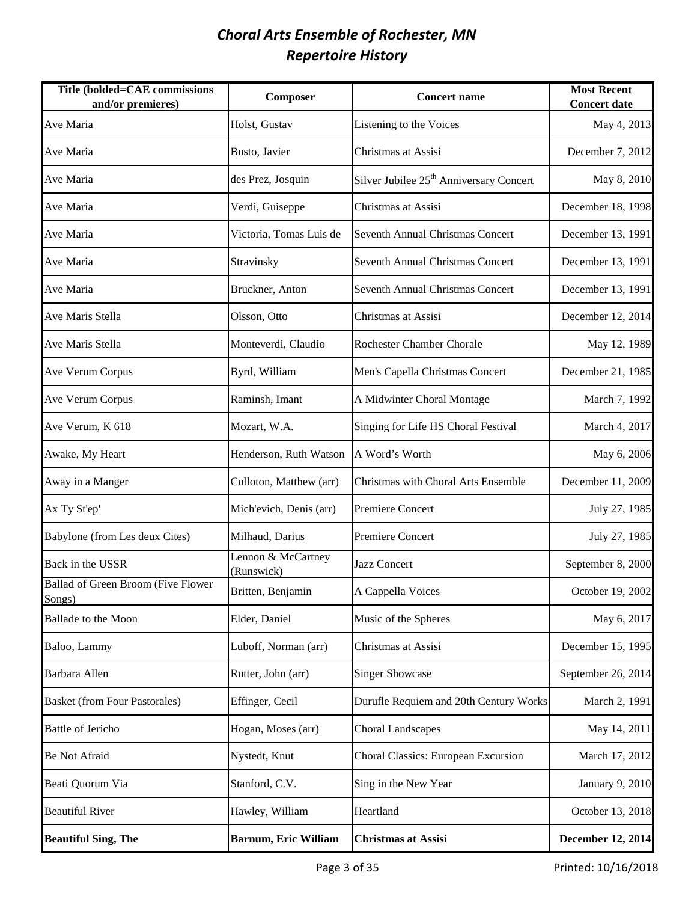# *Choral Arts Ensemble of Rochester, MN*
## *Repertoire History*

| Title (bolded=CAE commissions and/or premieres) | Composer | Concert name | Most Recent Concert date |
|---|---|---|---|
| Ave Maria | Holst, Gustav | Listening to the Voices | May 4, 2013 |
| Ave Maria | Busto, Javier | Christmas at Assisi | December 7, 2012 |
| Ave Maria | des Prez, Josquin | Silver Jubilee 25th Anniversary Concert | May 8, 2010 |
| Ave Maria | Verdi, Guiseppe | Christmas at Assisi | December 18, 1998 |
| Ave Maria | Victoria, Tomas Luis de | Seventh Annual Christmas Concert | December 13, 1991 |
| Ave Maria | Stravinsky | Seventh Annual Christmas Concert | December 13, 1991 |
| Ave Maria | Bruckner, Anton | Seventh Annual Christmas Concert | December 13, 1991 |
| Ave Maris Stella | Olsson, Otto | Christmas at Assisi | December 12, 2014 |
| Ave Maris Stella | Monteverdi, Claudio | Rochester Chamber Chorale | May 12, 1989 |
| Ave Verum Corpus | Byrd, William | Men's Capella Christmas Concert | December 21, 1985 |
| Ave Verum Corpus | Raminsh, Imant | A Midwinter Choral Montage | March 7, 1992 |
| Ave Verum, K 618 | Mozart, W.A. | Singing for Life HS Choral Festival | March 4, 2017 |
| Awake, My Heart | Henderson, Ruth Watson | A Word's Worth | May 6, 2006 |
| Away in a Manger | Culloton, Matthew (arr) | Christmas with Choral Arts Ensemble | December 11, 2009 |
| Ax Ty St'ep' | Mich'evich, Denis (arr) | Premiere Concert | July 27, 1985 |
| Babylone (from Les deux Cites) | Milhaud, Darius | Premiere Concert | July 27, 1985 |
| Back in the USSR | Lennon & McCartney (Runswick) | Jazz Concert | September 8, 2000 |
| Ballad of Green Broom (Five Flower Songs) | Britten, Benjamin | A Cappella Voices | October 19, 2002 |
| Ballade to the Moon | Elder, Daniel | Music of the Spheres | May 6, 2017 |
| Baloo, Lammy | Luboff, Norman (arr) | Christmas at Assisi | December 15, 1995 |
| Barbara Allen | Rutter, John (arr) | Singer Showcase | September 26, 2014 |
| Basket (from Four Pastorales) | Effinger, Cecil | Durufle Requiem and 20th Century Works | March 2, 1991 |
| Battle of Jericho | Hogan, Moses (arr) | Choral Landscapes | May 14, 2011 |
| Be Not Afraid | Nystedt, Knut | Choral Classics: European Excursion | March 17, 2012 |
| Beati Quorum Via | Stanford, C.V. | Sing in the New Year | January 9, 2010 |
| Beautiful River | Hawley, William | Heartland | October 13, 2018 |
| **Beautiful Sing, The** | **Barnum, Eric William** | **Christmas at Assisi** | **December 12, 2014** |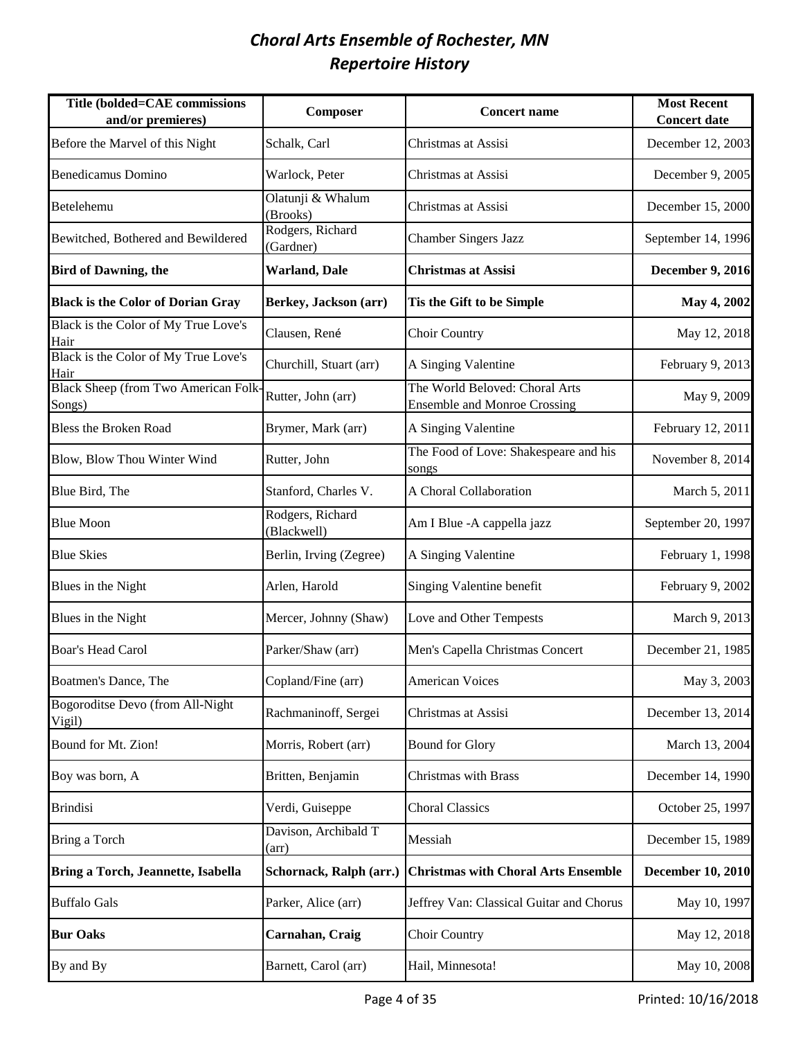# *Choral Arts Ensemble of Rochester, MN*
## *Repertoire History*

| Title (bolded=CAE commissions and/or premieres) | Composer | Concert name | Most Recent Concert date |
|---|---|---|---|
| Before the Marvel of this Night | Schalk, Carl | Christmas at Assisi | December 12, 2003 |
| Benedicamus Domino | Warlock, Peter | Christmas at Assisi | December 9, 2005 |
| Betelehemu | Olatunji & Whalum (Brooks) | Christmas at Assisi | December 15, 2000 |
| Bewitched, Bothered and Bewildered | Rodgers, Richard (Gardner) | Chamber Singers Jazz | September 14, 1996 |
| **Bird of Dawning, the** | **Warland, Dale** | **Christmas at Assisi** | **December 9, 2016** |
| **Black is the Color of Dorian Gray** | **Berkey, Jackson (arr)** | **Tis the Gift to be Simple** | **May 4, 2002** |
| Black is the Color of My True Love's Hair | Clausen, René | Choir Country | May 12, 2018 |
| Black is the Color of My True Love's Hair | Churchill, Stuart (arr) | A Singing Valentine | February 9, 2013 |
| Black Sheep (from Two American Folk-Songs) | Rutter, John (arr) | The World Beloved: Choral Arts Ensemble and Monroe Crossing | May 9, 2009 |
| Bless the Broken Road | Brymer, Mark (arr) | A Singing Valentine | February 12, 2011 |
| Blow, Blow Thou Winter Wind | Rutter, John | The Food of Love: Shakespeare and his songs | November 8, 2014 |
| Blue Bird, The | Stanford, Charles V. | A Choral Collaboration | March 5, 2011 |
| Blue Moon | Rodgers, Richard (Blackwell) | Am I Blue -A cappella jazz | September 20, 1997 |
| Blue Skies | Berlin, Irving (Zegree) | A Singing Valentine | February 1, 1998 |
| Blues in the Night | Arlen, Harold | Singing Valentine benefit | February 9, 2002 |
| Blues in the Night | Mercer, Johnny (Shaw) | Love and Other Tempests | March 9, 2013 |
| Boar's Head Carol | Parker/Shaw (arr) | Men's Capella Christmas Concert | December 21, 1985 |
| Boatmen's Dance, The | Copland/Fine (arr) | American Voices | May 3, 2003 |
| Bogoroditse Devo (from All-Night Vigil) | Rachmaninoff, Sergei | Christmas at Assisi | December 13, 2014 |
| Bound for Mt. Zion! | Morris, Robert (arr) | Bound for Glory | March 13, 2004 |
| Boy was born, A | Britten, Benjamin | Christmas with Brass | December 14, 1990 |
| Brindisi | Verdi, Guiseppe | Choral Classics | October 25, 1997 |
| Bring a Torch | Davison, Archibald T (arr) | Messiah | December 15, 1989 |
| **Bring a Torch, Jeannette, Isabella** | **Schornack, Ralph (arr.)** | **Christmas with Choral Arts Ensemble** | **December 10, 2010** |
| Buffalo Gals | Parker, Alice (arr) | Jeffrey Van: Classical Guitar and Chorus | May 10, 1997 |
| **Bur Oaks** | **Carnahan, Craig** | Choir Country | May 12, 2018 |
| By and By | Barnett, Carol (arr) | Hail, Minnesota! | May 10, 2008 |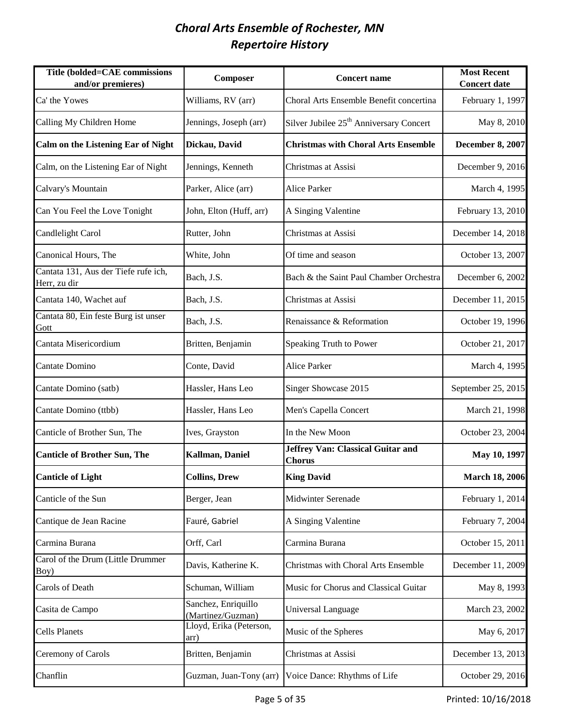# *Choral Arts Ensemble of Rochester, MN*
# *Repertoire History*

| Title (bolded=CAE commissions and/or premieres) | Composer | Concert name | Most Recent Concert date |
|---|---|---|---|
| Ca' the Yowes | Williams, RV (arr) | Choral Arts Ensemble Benefit concertina | February 1, 1997 |
| Calling My Children Home | Jennings, Joseph (arr) | Silver Jubilee 25th Anniversary Concert | May 8, 2010 |
| **Calm on the Listening Ear of Night** | **Dickau, David** | **Christmas with Choral Arts Ensemble** | **December 8, 2007** |
| Calm, on the Listening Ear of Night | Jennings, Kenneth | Christmas at Assisi | December 9, 2016 |
| Calvary's Mountain | Parker, Alice (arr) | Alice Parker | March 4, 1995 |
| Can You Feel the Love Tonight | John, Elton (Huff, arr) | A Singing Valentine | February 13, 2010 |
| Candlelight Carol | Rutter, John | Christmas at Assisi | December 14, 2018 |
| Canonical Hours, The | White, John | Of time and season | October 13, 2007 |
| Cantata 131, Aus der Tiefe rufe ich, Herr, zu dir | Bach, J.S. | Bach & the Saint Paul Chamber Orchestra | December 6, 2002 |
| Cantata 140, Wachet auf | Bach, J.S. | Christmas at Assisi | December 11, 2015 |
| Cantata 80, Ein feste Burg ist unser Gott | Bach, J.S. | Renaissance & Reformation | October 19, 1996 |
| Cantata Misericordium | Britten, Benjamin | Speaking Truth to Power | October 21, 2017 |
| Cantate Domino | Conte, David | Alice Parker | March 4, 1995 |
| Cantate Domino (satb) | Hassler, Hans Leo | Singer Showcase 2015 | September 25, 2015 |
| Cantate Domino (ttbb) | Hassler, Hans Leo | Men's Capella Concert | March 21, 1998 |
| Canticle of Brother Sun, The | Ives, Grayston | In the New Moon | October 23, 2004 |
| **Canticle of Brother Sun, The** | **Kallman, Daniel** | **Jeffrey Van: Classical Guitar and Chorus** | **May 10, 1997** |
| **Canticle of Light** | **Collins, Drew** | **King David** | **March 18, 2006** |
| Canticle of the Sun | Berger, Jean | Midwinter Serenade | February 1, 2014 |
| Cantique de Jean Racine | Fauré, Gabriel | A Singing Valentine | February 7, 2004 |
| Carmina Burana | Orff, Carl | Carmina Burana | October 15, 2011 |
| Carol of the Drum (Little Drummer Boy) | Davis, Katherine K. | Christmas with Choral Arts Ensemble | December 11, 2009 |
| Carols of Death | Schuman, William | Music for Chorus and Classical Guitar | May 8, 1993 |
| Casita de Campo | Sanchez, Enriquillo (Martinez/Guzman) | Universal Language | March 23, 2002 |
| Cells Planets | Lloyd, Erika (Peterson, arr) | Music of the Spheres | May 6, 2017 |
| Ceremony of Carols | Britten, Benjamin | Christmas at Assisi | December 13, 2013 |
| Chanflin | Guzman, Juan-Tony (arr) | Voice Dance: Rhythms of Life | October 29, 2016 |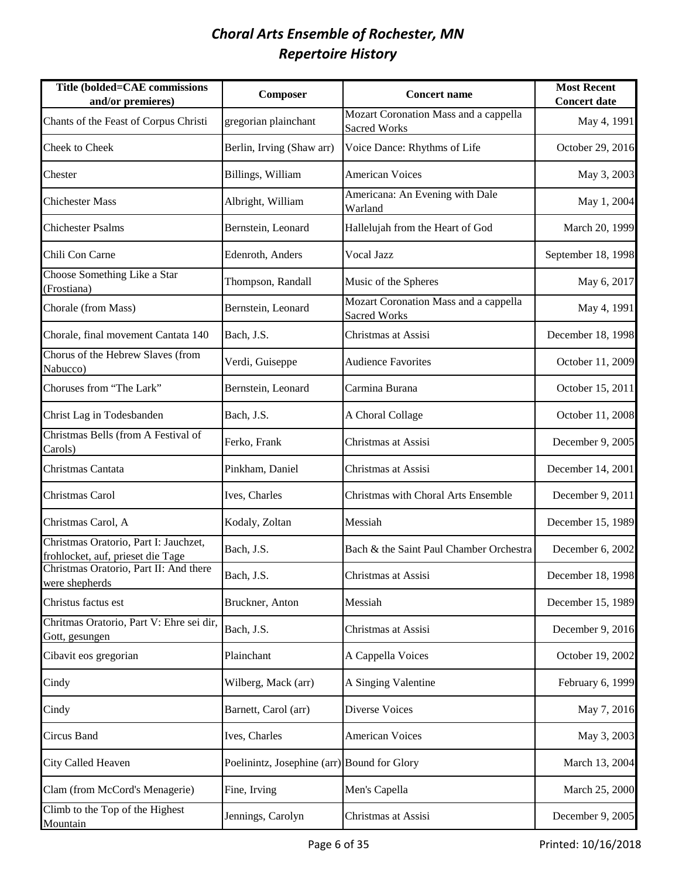# *Choral Arts Ensemble of Rochester, MN*
# *Repertoire History*

| Title (bolded=CAE commissions and/or premieres) | Composer | Concert name | Most Recent Concert date |
|---|---|---|---|
| Chants of the Feast of Corpus Christi | gregorian plainchant | Mozart Coronation Mass and a cappella Sacred Works | May 4, 1991 |
| Cheek to Cheek | Berlin, Irving (Shaw arr) | Voice Dance: Rhythms of Life | October 29, 2016 |
| Chester | Billings, William | American Voices | May 3, 2003 |
| Chichester Mass | Albright, William | Americana: An Evening with Dale Warland | May 1, 2004 |
| Chichester Psalms | Bernstein, Leonard | Hallelujah from the Heart of God | March 20, 1999 |
| Chili Con Carne | Edenroth, Anders | Vocal Jazz | September 18, 1998 |
| Choose Something Like a Star (Frostiana) | Thompson, Randall | Music of the Spheres | May 6, 2017 |
| Chorale (from Mass) | Bernstein, Leonard | Mozart Coronation Mass and a cappella Sacred Works | May 4, 1991 |
| Chorale, final movement Cantata 140 | Bach, J.S. | Christmas at Assisi | December 18, 1998 |
| Chorus of the Hebrew Slaves (from Nabucco) | Verdi, Guiseppe | Audience Favorites | October 11, 2009 |
| Choruses from "The Lark" | Bernstein, Leonard | Carmina Burana | October 15, 2011 |
| Christ Lag in Todesbanden | Bach, J.S. | A Choral Collage | October 11, 2008 |
| Christmas Bells (from A Festival of Carols) | Ferko, Frank | Christmas at Assisi | December 9, 2005 |
| Christmas Cantata | Pinkham, Daniel | Christmas at Assisi | December 14, 2001 |
| Christmas Carol | Ives, Charles | Christmas with Choral Arts Ensemble | December 9, 2011 |
| Christmas Carol, A | Kodaly, Zoltan | Messiah | December 15, 1989 |
| Christmas Oratorio, Part I: Jauchzet, frohlocket, auf, prieset die Tage | Bach, J.S. | Bach & the Saint Paul Chamber Orchestra | December 6, 2002 |
| Christmas Oratorio, Part II: And there were shepherds | Bach, J.S. | Christmas at Assisi | December 18, 1998 |
| Christus factus est | Bruckner, Anton | Messiah | December 15, 1989 |
| Chritmas Oratorio, Part V: Ehre sei dir, Gott, gesungen | Bach, J.S. | Christmas at Assisi | December 9, 2016 |
| Cibavit eos gregorian | Plainchant | A Cappella Voices | October 19, 2002 |
| Cindy | Wilberg, Mack (arr) | A Singing Valentine | February 6, 1999 |
| Cindy | Barnett, Carol (arr) | Diverse Voices | May 7, 2016 |
| Circus Band | Ives, Charles | American Voices | May 3, 2003 |
| City Called Heaven | Poelinintz, Josephine (arr) | Bound for Glory | March 13, 2004 |
| Clam (from McCord's Menagerie) | Fine, Irving | Men's Capella | March 25, 2000 |
| Climb to the Top of the Highest Mountain | Jennings, Carolyn | Christmas at Assisi | December 9, 2005 |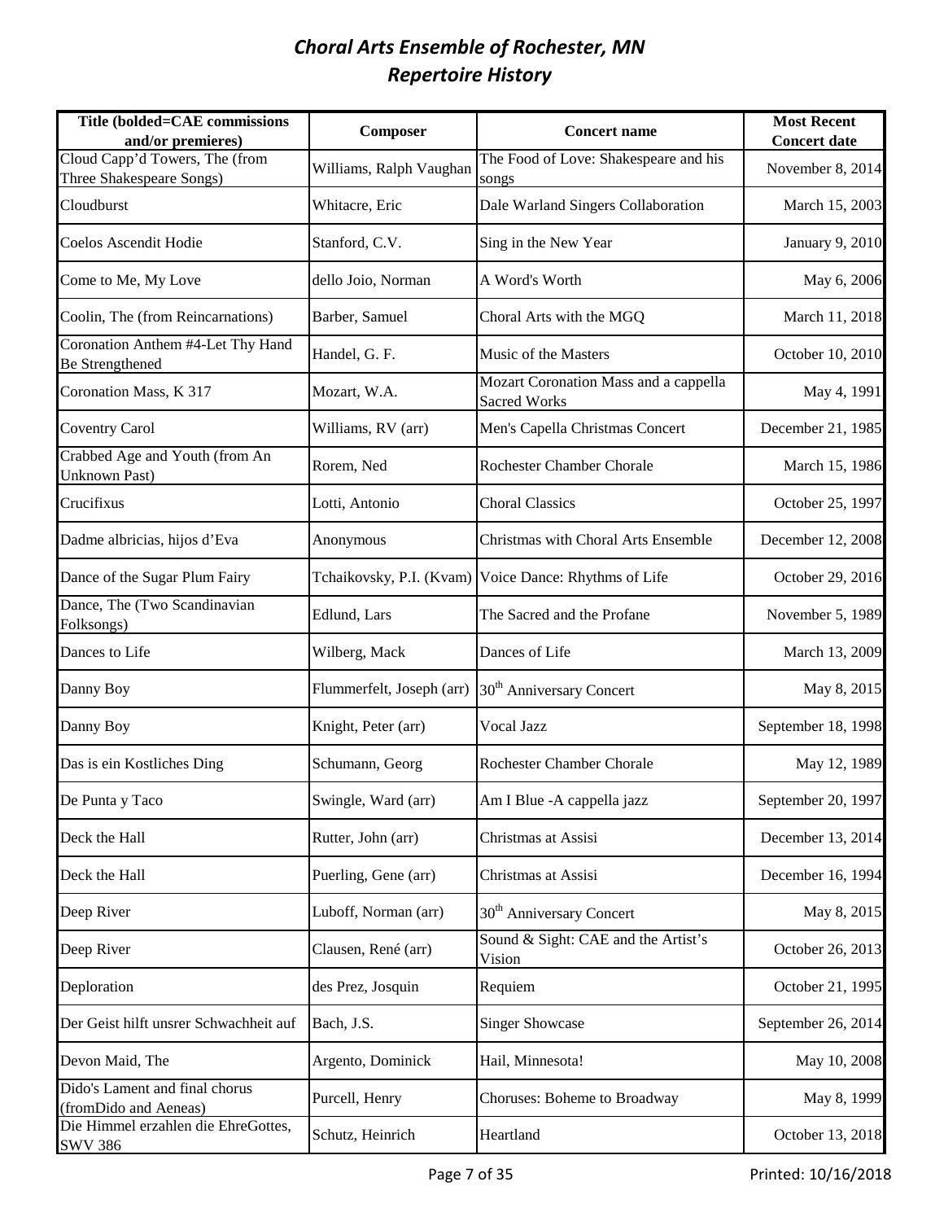# *Choral Arts Ensemble of Rochester, MN*
## *Repertoire History*

| Title (bolded=CAE commissions and/or premieres) | Composer | Concert name | Most Recent Concert date |
|---|---|---|---|
| Cloud Capp'd Towers, The (from Three Shakespeare Songs) | Williams, Ralph Vaughan | The Food of Love: Shakespeare and his songs | November 8, 2014 |
| Cloudburst | Whitacre, Eric | Dale Warland Singers Collaboration | March 15, 2003 |
| Coelos Ascendit Hodie | Stanford, C.V. | Sing in the New Year | January 9, 2010 |
| Come to Me, My Love | dello Joio, Norman | A Word's Worth | May 6, 2006 |
| Coolin, The (from Reincarnations) | Barber, Samuel | Choral Arts with the MGQ | March 11, 2018 |
| Coronation Anthem #4-Let Thy Hand Be Strengthened | Handel, G. F. | Music of the Masters | October 10, 2010 |
| Coronation Mass, K 317 | Mozart, W.A. | Mozart Coronation Mass and a cappella Sacred Works | May 4, 1991 |
| Coventry Carol | Williams, RV (arr) | Men's Capella Christmas Concert | December 21, 1985 |
| Crabbed Age and Youth (from An Unknown Past) | Rorem, Ned | Rochester Chamber Chorale | March 15, 1986 |
| Crucifixus | Lotti, Antonio | Choral Classics | October 25, 1997 |
| Dadme albricias, hijos d'Eva | Anonymous | Christmas with Choral Arts Ensemble | December 12, 2008 |
| Dance of the Sugar Plum Fairy | Tchaikovsky, P.I. (Kvam) | Voice Dance: Rhythms of Life | October 29, 2016 |
| Dance, The (Two Scandinavian Folksongs) | Edlund, Lars | The Sacred and the Profane | November 5, 1989 |
| Dances to Life | Wilberg, Mack | Dances of Life | March 13, 2009 |
| Danny Boy | Flummerfelt, Joseph (arr) | 30th Anniversary Concert | May 8, 2015 |
| Danny Boy | Knight, Peter (arr) | Vocal Jazz | September 18, 1998 |
| Das is ein Kostliches Ding | Schumann, Georg | Rochester Chamber Chorale | May 12, 1989 |
| De Punta y Taco | Swingle, Ward (arr) | Am I Blue -A cappella jazz | September 20, 1997 |
| Deck the Hall | Rutter, John (arr) | Christmas at Assisi | December 13, 2014 |
| Deck the Hall | Puerling, Gene (arr) | Christmas at Assisi | December 16, 1994 |
| Deep River | Luboff, Norman (arr) | 30th Anniversary Concert | May 8, 2015 |
| Deep River | Clausen, René (arr) | Sound & Sight: CAE and the Artist's Vision | October 26, 2013 |
| Deploration | des Prez, Josquin | Requiem | October 21, 1995 |
| Der Geist hilft unsrer Schwachheit auf | Bach, J.S. | Singer Showcase | September 26, 2014 |
| Devon Maid, The | Argento, Dominick | Hail, Minnesota! | May 10, 2008 |
| Dido's Lament and final chorus (fromDido and Aeneas) | Purcell, Henry | Choruses: Boheme to Broadway | May 8, 1999 |
| Die Himmel erzahlen die EhreGottes, SWV 386 | Schutz, Heinrich | Heartland | October 13, 2018 |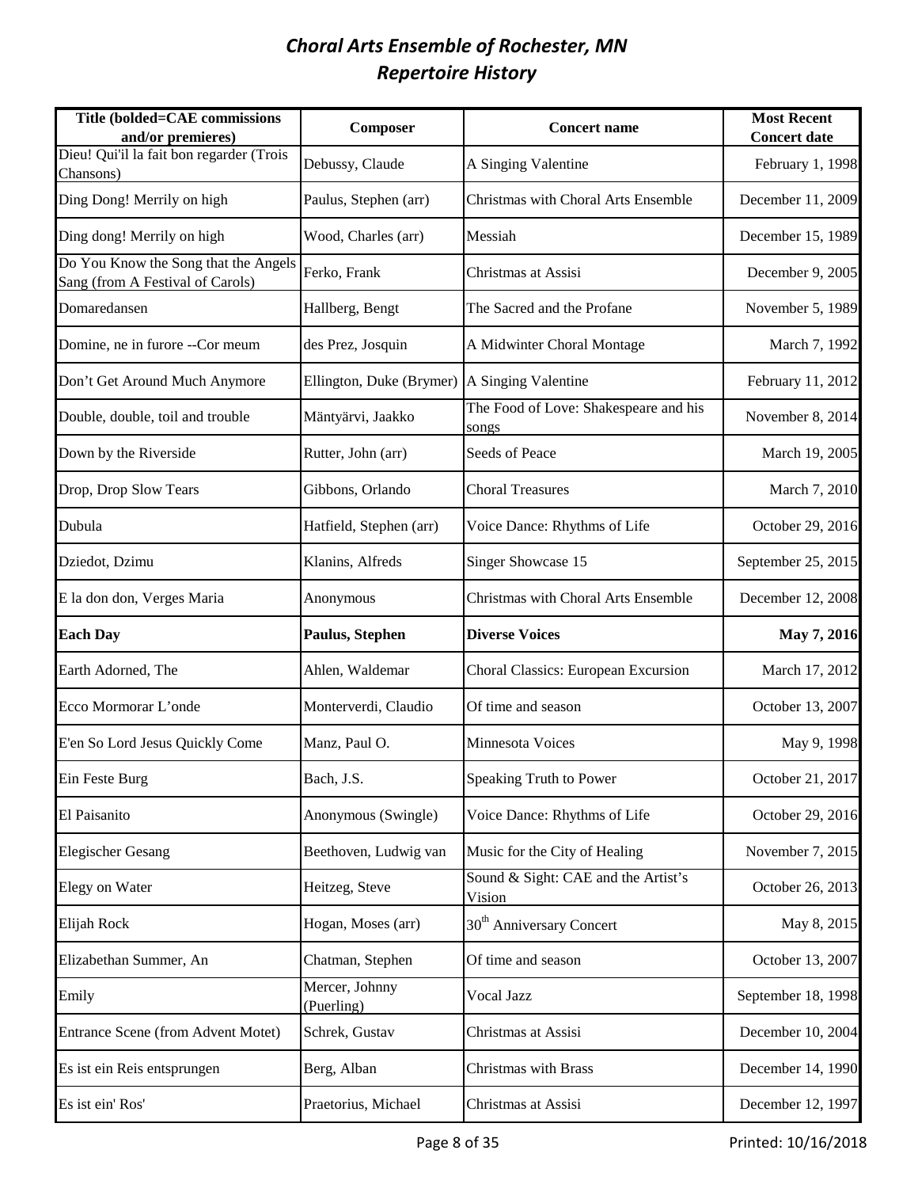# *Choral Arts Ensemble of Rochester, MN*
## *Repertoire History*

| Title (bolded=CAE commissions and/or premieres) | Composer | Concert name | Most Recent Concert date |
|---|---|---|---|
| Dieu! Qui'il la fait bon regarder (Trois Chansons) | Debussy, Claude | A Singing Valentine | February 1, 1998 |
| Ding Dong! Merrily on high | Paulus, Stephen (arr) | Christmas with Choral Arts Ensemble | December 11, 2009 |
| Ding dong! Merrily on high | Wood, Charles (arr) | Messiah | December 15, 1989 |
| Do You Know the Song that the Angels Sang (from A Festival of Carols) | Ferko, Frank | Christmas at Assisi | December 9, 2005 |
| Domaredansen | Hallberg, Bengt | The Sacred and the Profane | November 5, 1989 |
| Domine, ne in furore --Cor meum | des Prez, Josquin | A Midwinter Choral Montage | March 7, 1992 |
| Don't Get Around Much Anymore | Ellington, Duke (Brymer) | A Singing Valentine | February 11, 2012 |
| Double, double, toil and trouble | Mäntyärvi, Jaakko | The Food of Love: Shakespeare and his songs | November 8, 2014 |
| Down by the Riverside | Rutter, John (arr) | Seeds of Peace | March 19, 2005 |
| Drop, Drop Slow Tears | Gibbons, Orlando | Choral Treasures | March 7, 2010 |
| Dubula | Hatfield, Stephen (arr) | Voice Dance: Rhythms of Life | October 29, 2016 |
| Dziedot, Dzimu | Klanins, Alfreds | Singer Showcase 15 | September 25, 2015 |
| E la don don, Verges Maria | Anonymous | Christmas with Choral Arts Ensemble | December 12, 2008 |
| **Each Day** | **Paulus, Stephen** | **Diverse Voices** | **May 7, 2016** |
| Earth Adorned, The | Ahlen, Waldemar | Choral Classics: European Excursion | March 17, 2012 |
| Ecco Mormorar L'onde | Monterverdi, Claudio | Of time and season | October 13, 2007 |
| E'en So Lord Jesus Quickly Come | Manz, Paul O. | Minnesota Voices | May 9, 1998 |
| Ein Feste Burg | Bach, J.S. | Speaking Truth to Power | October 21, 2017 |
| El Paisanito | Anonymous (Swingle) | Voice Dance: Rhythms of Life | October 29, 2016 |
| Elegischer Gesang | Beethoven, Ludwig van | Music for the City of Healing | November 7, 2015 |
| Elegy on Water | Heitzeg, Steve | Sound & Sight: CAE and the Artist's Vision | October 26, 2013 |
| Elijah Rock | Hogan, Moses (arr) | 30th Anniversary Concert | May 8, 2015 |
| Elizabethan Summer, An | Chatman, Stephen | Of time and season | October 13, 2007 |
| Emily | Mercer, Johnny (Puerling) | Vocal Jazz | September 18, 1998 |
| Entrance Scene (from Advent Motet) | Schrek, Gustav | Christmas at Assisi | December 10, 2004 |
| Es ist ein Reis entsprungen | Berg, Alban | Christmas with Brass | December 14, 1990 |
| Es ist ein' Ros' | Praetorius, Michael | Christmas at Assisi | December 12, 1997 |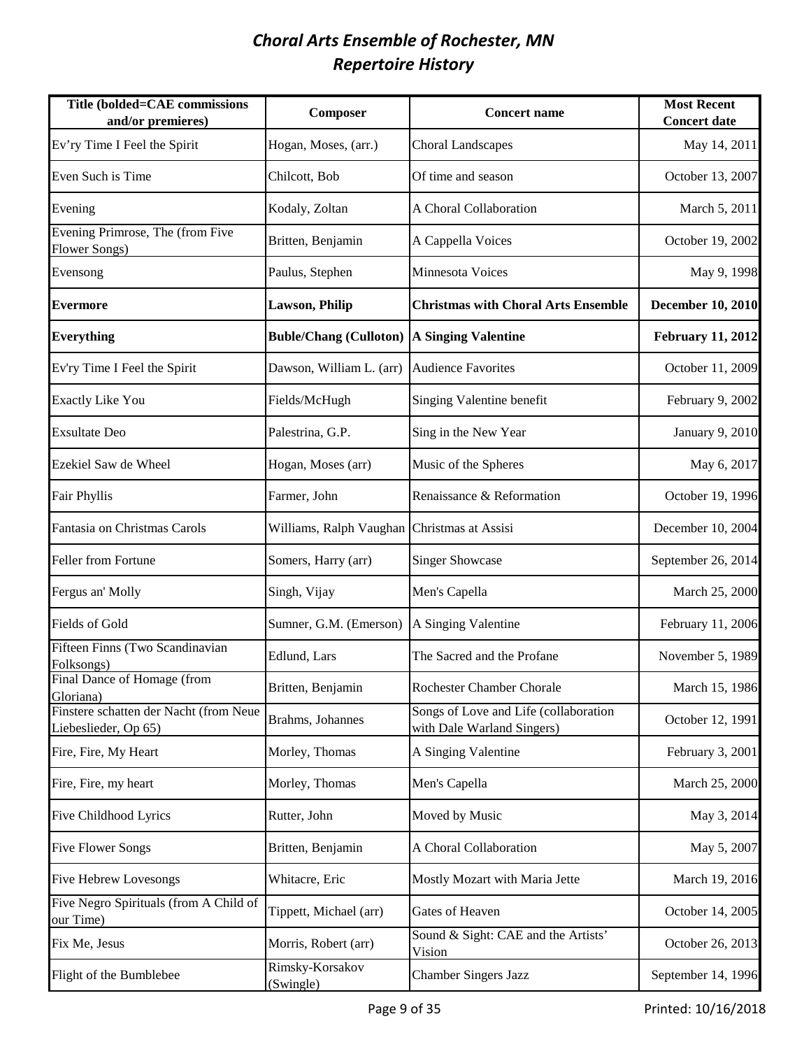# *Choral Arts Ensemble of Rochester, MN*
# *Repertoire History*

| Title (bolded=CAE commissions and/or premieres) | Composer | Concert name | Most Recent Concert date |
|---|---|---|---|
| Ev'ry Time I Feel the Spirit | Hogan, Moses, (arr.) | Choral Landscapes | May 14, 2011 |
| Even Such is Time | Chilcott, Bob | Of time and season | October 13, 2007 |
| Evening | Kodaly, Zoltan | A Choral Collaboration | March 5, 2011 |
| Evening Primrose, The (from Five Flower Songs) | Britten, Benjamin | A Cappella Voices | October 19, 2002 |
| Evensong | Paulus, Stephen | Minnesota Voices | May 9, 1998 |
| **Evermore** | **Lawson, Philip** | **Christmas with Choral Arts Ensemble** | **December 10, 2010** |
| **Everything** | **Buble/Chang (Culloton)** | **A Singing Valentine** | **February 11, 2012** |
| Ev'ry Time I Feel the Spirit | Dawson, William L. (arr) | Audience Favorites | October 11, 2009 |
| Exactly Like You | Fields/McHugh | Singing Valentine benefit | February 9, 2002 |
| Exsultate Deo | Palestrina, G.P. | Sing in the New Year | January 9, 2010 |
| Ezekiel Saw de Wheel | Hogan, Moses (arr) | Music of the Spheres | May 6, 2017 |
| Fair Phyllis | Farmer, John | Renaissance & Reformation | October 19, 1996 |
| Fantasia on Christmas Carols | Williams, Ralph Vaughan | Christmas at Assisi | December 10, 2004 |
| Feller from Fortune | Somers, Harry (arr) | Singer Showcase | September 26, 2014 |
| Fergus an' Molly | Singh, Vijay | Men's Capella | March 25, 2000 |
| Fields of Gold | Sumner, G.M. (Emerson) | A Singing Valentine | February 11, 2006 |
| Fifteen Finns (Two Scandinavian Folksongs) | Edlund, Lars | The Sacred and the Profane | November 5, 1989 |
| Final Dance of Homage (from Gloriana) | Britten, Benjamin | Rochester Chamber Chorale | March 15, 1986 |
| Finstere schatten der Nacht (from Neue Liebeslieder, Op 65) | Brahms, Johannes | Songs of Love and Life (collaboration with Dale Warland Singers) | October 12, 1991 |
| Fire, Fire, My Heart | Morley, Thomas | A Singing Valentine | February 3, 2001 |
| Fire, Fire, my heart | Morley, Thomas | Men's Capella | March 25, 2000 |
| Five Childhood Lyrics | Rutter, John | Moved by Music | May 3, 2014 |
| Five Flower Songs | Britten, Benjamin | A Choral Collaboration | May 5, 2007 |
| Five Hebrew Lovesongs | Whitacre, Eric | Mostly Mozart with Maria Jette | March 19, 2016 |
| Five Negro Spirituals (from A Child of our Time) | Tippett, Michael (arr) | Gates of Heaven | October 14, 2005 |
| Fix Me, Jesus | Morris, Robert (arr) | Sound & Sight: CAE and the Artists' Vision | October 26, 2013 |
| Flight of the Bumblebee | Rimsky-Korsakov (Swingle) | Chamber Singers Jazz | September 14, 1996 |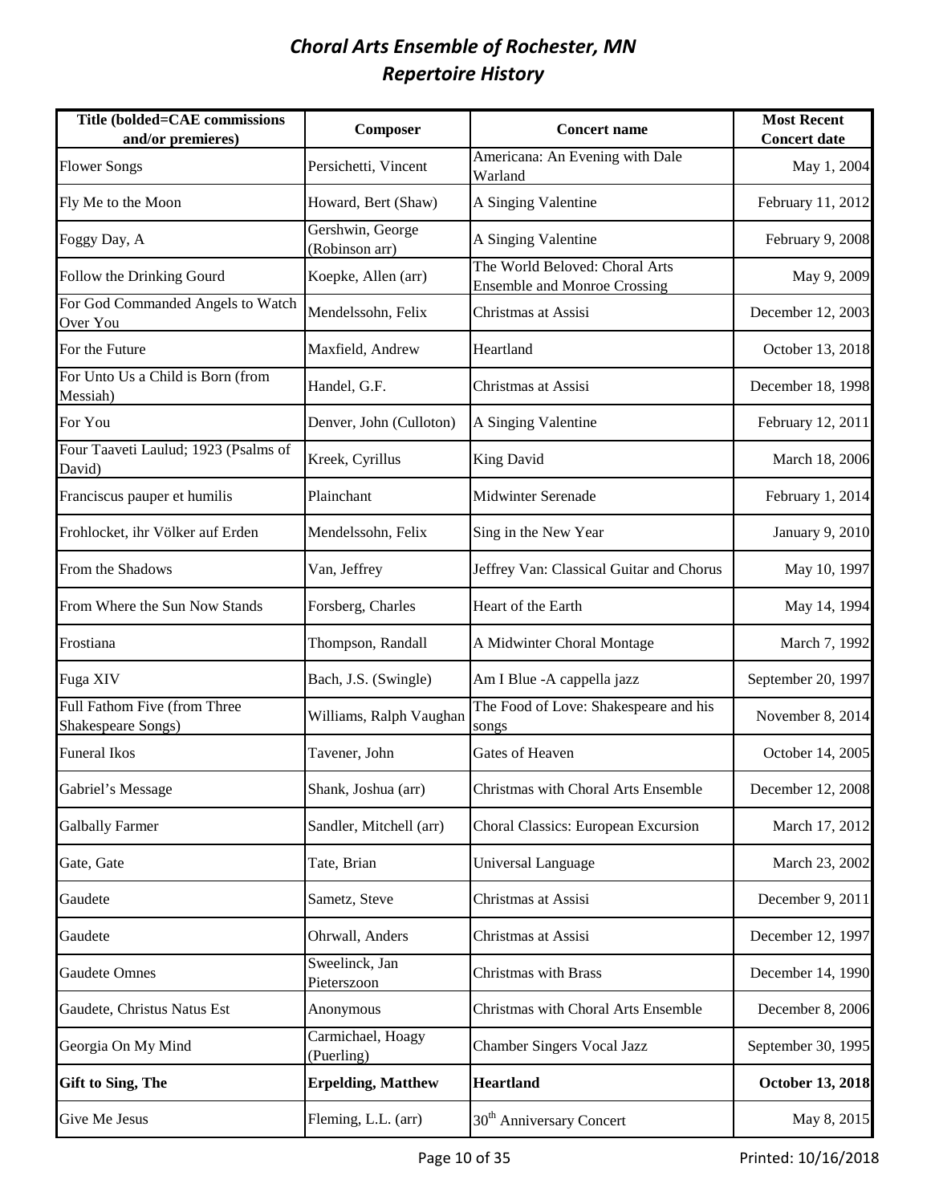# *Choral Arts Ensemble of Rochester, MN*
# *Repertoire History*

| Title (bolded=CAE commissions and/or premieres) | Composer | Concert name | Most Recent Concert date |
|---|---|---|---|
| Flower Songs | Persichetti, Vincent | Americana: An Evening with Dale Warland | May 1, 2004 |
| Fly Me to the Moon | Howard, Bert (Shaw) | A Singing Valentine | February 11, 2012 |
| Foggy Day, A | Gershwin, George (Robinson arr) | A Singing Valentine | February 9, 2008 |
| Follow the Drinking Gourd | Koepke, Allen (arr) | The World Beloved: Choral Arts Ensemble and Monroe Crossing | May 9, 2009 |
| For God Commanded Angels to Watch Over You | Mendelssohn, Felix | Christmas at Assisi | December 12, 2003 |
| For the Future | Maxfield, Andrew | Heartland | October 13, 2018 |
| For Unto Us a Child is Born (from Messiah) | Handel, G.F. | Christmas at Assisi | December 18, 1998 |
| For You | Denver, John (Culloton) | A Singing Valentine | February 12, 2011 |
| Four Taaveti Laulud; 1923 (Psalms of David) | Kreek, Cyrillus | King David | March 18, 2006 |
| Franciscus pauper et humilis | Plainchant | Midwinter Serenade | February 1, 2014 |
| Frohlocket, ihr Völker auf Erden | Mendelssohn, Felix | Sing in the New Year | January 9, 2010 |
| From the Shadows | Van, Jeffrey | Jeffrey Van: Classical Guitar and Chorus | May 10, 1997 |
| From Where the Sun Now Stands | Forsberg, Charles | Heart of the Earth | May 14, 1994 |
| Frostiana | Thompson, Randall | A Midwinter Choral Montage | March 7, 1992 |
| Fuga XIV | Bach, J.S. (Swingle) | Am I Blue -A cappella jazz | September 20, 1997 |
| Full Fathom Five (from Three Shakespeare Songs) | Williams, Ralph Vaughan | The Food of Love: Shakespeare and his songs | November 8, 2014 |
| Funeral Ikos | Tavener, John | Gates of Heaven | October 14, 2005 |
| Gabriel's Message | Shank, Joshua (arr) | Christmas with Choral Arts Ensemble | December 12, 2008 |
| Galbally Farmer | Sandler, Mitchell (arr) | Choral Classics: European Excursion | March 17, 2012 |
| Gate, Gate | Tate, Brian | Universal Language | March 23, 2002 |
| Gaudete | Sametz, Steve | Christmas at Assisi | December 9, 2011 |
| Gaudete | Ohrwall, Anders | Christmas at Assisi | December 12, 1997 |
| Gaudete Omnes | Sweelinck, Jan Pieterszoon | Christmas with Brass | December 14, 1990 |
| Gaudete, Christus Natus Est | Anonymous | Christmas with Choral Arts Ensemble | December 8, 2006 |
| Georgia On My Mind | Carmichael, Hoagy (Puerling) | Chamber Singers Vocal Jazz | September 30, 1995 |
| **Gift to Sing, The** | **Erpelding, Matthew** | **Heartland** | **October 13, 2018** |
| Give Me Jesus | Fleming, L.L. (arr) | 30th Anniversary Concert | May 8, 2015 |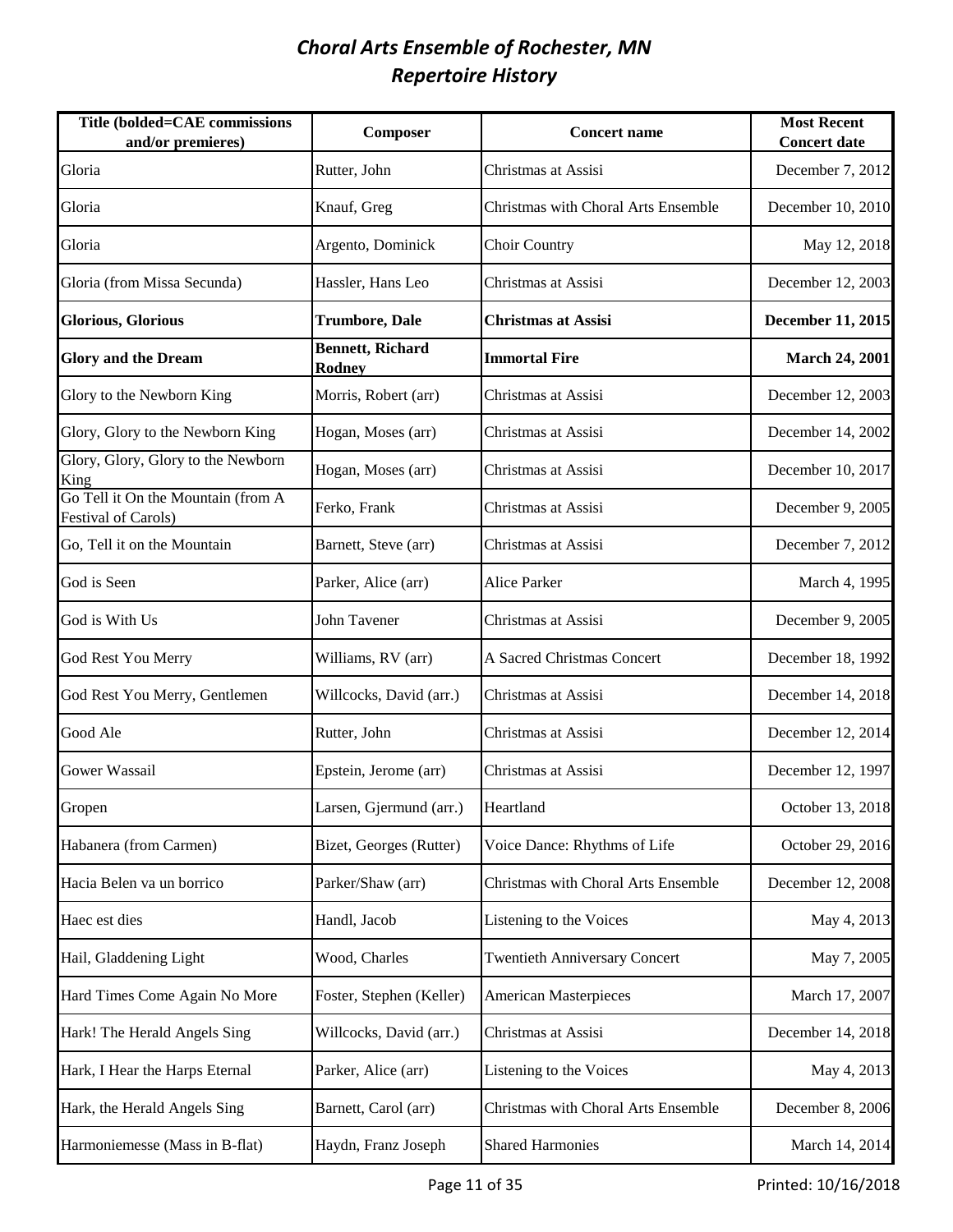# *Choral Arts Ensemble of Rochester, MN*
# *Repertoire History*

| Title (bolded=CAE commissions and/or premieres) | Composer | Concert name | Most Recent Concert date |
|---|---|---|---|
| Gloria | Rutter, John | Christmas at Assisi | December 7, 2012 |
| Gloria | Knauf, Greg | Christmas with Choral Arts Ensemble | December 10, 2010 |
| Gloria | Argento, Dominick | Choir Country | May 12, 2018 |
| Gloria (from Missa Secunda) | Hassler, Hans Leo | Christmas at Assisi | December 12, 2003 |
| **Glorious, Glorious** | **Trumbore, Dale** | **Christmas at Assisi** | **December 11, 2015** |
| **Glory and the Dream** | **Bennett, Richard Rodney** | **Immortal Fire** | **March 24, 2001** |
| Glory to the Newborn King | Morris, Robert (arr) | Christmas at Assisi | December 12, 2003 |
| Glory, Glory to the Newborn King | Hogan, Moses (arr) | Christmas at Assisi | December 14, 2002 |
| Glory, Glory, Glory to the Newborn King | Hogan, Moses (arr) | Christmas at Assisi | December 10, 2017 |
| Go Tell it On the Mountain (from A Festival of Carols) | Ferko, Frank | Christmas at Assisi | December 9, 2005 |
| Go, Tell it on the Mountain | Barnett, Steve (arr) | Christmas at Assisi | December 7, 2012 |
| God is Seen | Parker, Alice (arr) | Alice Parker | March 4, 1995 |
| God is With Us | John Tavener | Christmas at Assisi | December 9, 2005 |
| God Rest You Merry | Williams, RV (arr) | A Sacred Christmas Concert | December 18, 1992 |
| God Rest You Merry, Gentlemen | Willcocks, David (arr.) | Christmas at Assisi | December 14, 2018 |
| Good Ale | Rutter, John | Christmas at Assisi | December 12, 2014 |
| Gower Wassail | Epstein, Jerome (arr) | Christmas at Assisi | December 12, 1997 |
| Gropen | Larsen, Gjermund (arr.) | Heartland | October 13, 2018 |
| Habanera (from Carmen) | Bizet, Georges (Rutter) | Voice Dance: Rhythms of Life | October 29, 2016 |
| Hacia Belen va un borrico | Parker/Shaw (arr) | Christmas with Choral Arts Ensemble | December 12, 2008 |
| Haec est dies | Handl, Jacob | Listening to the Voices | May 4, 2013 |
| Hail, Gladdening Light | Wood, Charles | Twentieth Anniversary Concert | May 7, 2005 |
| Hard Times Come Again No More | Foster, Stephen (Keller) | American Masterpieces | March 17, 2007 |
| Hark! The Herald Angels Sing | Willcocks, David (arr.) | Christmas at Assisi | December 14, 2018 |
| Hark, I Hear the Harps Eternal | Parker, Alice (arr) | Listening to the Voices | May 4, 2013 |
| Hark, the Herald Angels Sing | Barnett, Carol (arr) | Christmas with Choral Arts Ensemble | December 8, 2006 |
| Harmoniemesse (Mass in B-flat) | Haydn, Franz Joseph | Shared Harmonies | March 14, 2014 |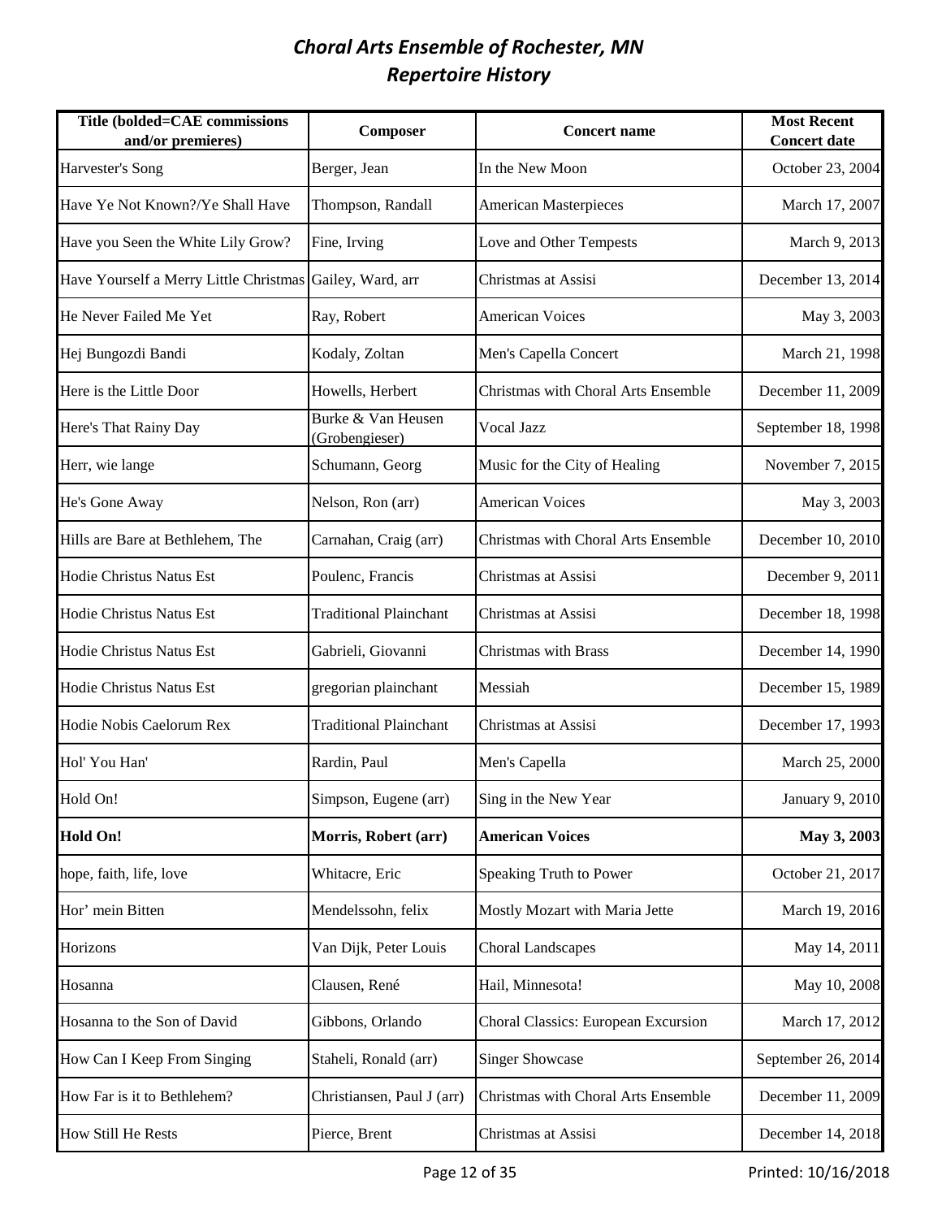# *Choral Arts Ensemble of Rochester, MN*
# *Repertoire History*

| Title (bolded=CAE commissions and/or premieres) | Composer | Concert name | Most Recent Concert date |
|---|---|---|---|
| Harvester's Song | Berger, Jean | In the New Moon | October 23, 2004 |
| Have Ye Not Known?/Ye Shall Have | Thompson, Randall | American Masterpieces | March 17, 2007 |
| Have you Seen the White Lily Grow? | Fine, Irving | Love and Other Tempests | March 9, 2013 |
| Have Yourself a Merry Little Christmas | Gailey, Ward, arr | Christmas at Assisi | December 13, 2014 |
| He Never Failed Me Yet | Ray, Robert | American Voices | May 3, 2003 |
| Hej Bungozdi Bandi | Kodaly, Zoltan | Men's Capella Concert | March 21, 1998 |
| Here is the Little Door | Howells, Herbert | Christmas with Choral Arts Ensemble | December 11, 2009 |
| Here's That Rainy Day | Burke & Van Heusen (Grobengieser) | Vocal Jazz | September 18, 1998 |
| Herr, wie lange | Schumann, Georg | Music for the City of Healing | November 7, 2015 |
| He's Gone Away | Nelson, Ron (arr) | American Voices | May 3, 2003 |
| Hills are Bare at Bethlehem, The | Carnahan, Craig (arr) | Christmas with Choral Arts Ensemble | December 10, 2010 |
| Hodie Christus Natus Est | Poulenc, Francis | Christmas at Assisi | December 9, 2011 |
| Hodie Christus Natus Est | Traditional Plainchant | Christmas at Assisi | December 18, 1998 |
| Hodie Christus Natus Est | Gabrieli, Giovanni | Christmas with Brass | December 14, 1990 |
| Hodie Christus Natus Est | gregorian plainchant | Messiah | December 15, 1989 |
| Hodie Nobis Caelorum Rex | Traditional Plainchant | Christmas at Assisi | December 17, 1993 |
| Hol' You Han' | Rardin, Paul | Men's Capella | March 25, 2000 |
| Hold On! | Simpson, Eugene (arr) | Sing in the New Year | January 9, 2010 |
| **Hold On!** | **Morris, Robert (arr)** | **American Voices** | **May 3, 2003** |
| hope, faith, life, love | Whitacre, Eric | Speaking Truth to Power | October 21, 2017 |
| Hor' mein Bitten | Mendelssohn, felix | Mostly Mozart with Maria Jette | March 19, 2016 |
| Horizons | Van Dijk, Peter Louis | Choral Landscapes | May 14, 2011 |
| Hosanna | Clausen, René | Hail, Minnesota! | May 10, 2008 |
| Hosanna to the Son of David | Gibbons, Orlando | Choral Classics: European Excursion | March 17, 2012 |
| How Can I Keep From Singing | Staheli, Ronald (arr) | Singer Showcase | September 26, 2014 |
| How Far is it to Bethlehem? | Christiansen, Paul J (arr) | Christmas with Choral Arts Ensemble | December 11, 2009 |
| How Still He Rests | Pierce, Brent | Christmas at Assisi | December 14, 2018 |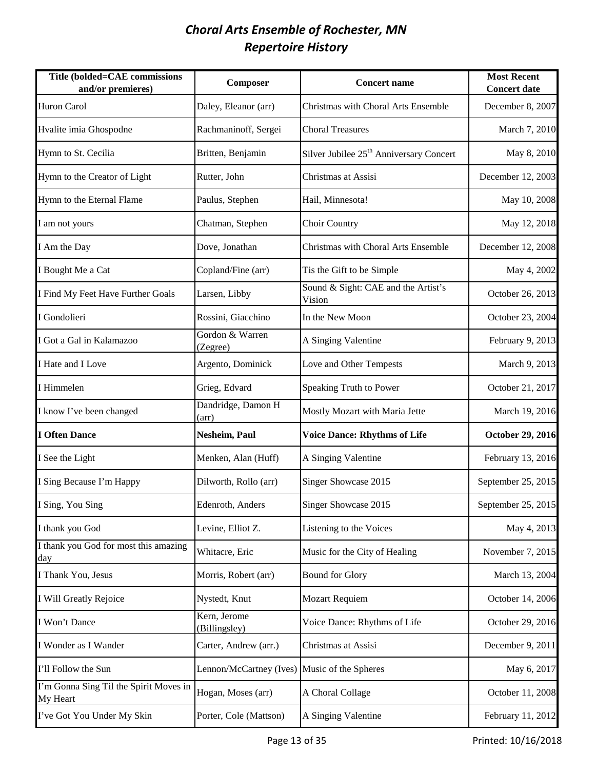# *Choral Arts Ensemble of Rochester, MN*
# *Repertoire History*

| Title (bolded=CAE commissions and/or premieres) | Composer | Concert name | Most Recent Concert date |
|---|---|---|---|
| Huron Carol | Daley, Eleanor (arr) | Christmas with Choral Arts Ensemble | December 8, 2007 |
| Hvalite imia Ghospodne | Rachmaninoff, Sergei | Choral Treasures | March 7, 2010 |
| Hymn to St. Cecilia | Britten, Benjamin | Silver Jubilee 25th Anniversary Concert | May 8, 2010 |
| Hymn to the Creator of Light | Rutter, John | Christmas at Assisi | December 12, 2003 |
| Hymn to the Eternal Flame | Paulus, Stephen | Hail, Minnesota! | May 10, 2008 |
| I am not yours | Chatman, Stephen | Choir Country | May 12, 2018 |
| I Am the Day | Dove, Jonathan | Christmas with Choral Arts Ensemble | December 12, 2008 |
| I Bought Me a Cat | Copland/Fine (arr) | Tis the Gift to be Simple | May 4, 2002 |
| I Find My Feet Have Further Goals | Larsen, Libby | Sound & Sight: CAE and the Artist's Vision | October 26, 2013 |
| I Gondolieri | Rossini, Giacchino | In the New Moon | October 23, 2004 |
| I Got a Gal in Kalamazoo | Gordon & Warren (Zegree) | A Singing Valentine | February 9, 2013 |
| I Hate and I Love | Argento, Dominick | Love and Other Tempests | March 9, 2013 |
| I Himmelen | Grieg, Edvard | Speaking Truth to Power | October 21, 2017 |
| I know I've been changed | Dandridge, Damon H (arr) | Mostly Mozart with Maria Jette | March 19, 2016 |
| **I Often Dance** | **Nesheim, Paul** | **Voice Dance: Rhythms of Life** | **October 29, 2016** |
| I See the Light | Menken, Alan (Huff) | A Singing Valentine | February 13, 2016 |
| I Sing Because I'm Happy | Dilworth, Rollo (arr) | Singer Showcase 2015 | September 25, 2015 |
| I Sing, You Sing | Edenroth, Anders | Singer Showcase 2015 | September 25, 2015 |
| I thank you God | Levine, Elliot Z. | Listening to the Voices | May 4, 2013 |
| I thank you God for most this amazing day | Whitacre, Eric | Music for the City of Healing | November 7, 2015 |
| I Thank You, Jesus | Morris, Robert (arr) | Bound for Glory | March 13, 2004 |
| I Will Greatly Rejoice | Nystedt, Knut | Mozart Requiem | October 14, 2006 |
| I Won't Dance | Kern, Jerome (Billingsley) | Voice Dance: Rhythms of Life | October 29, 2016 |
| I Wonder as I Wander | Carter, Andrew (arr.) | Christmas at Assisi | December 9, 2011 |
| I'll Follow the Sun | Lennon/McCartney (Ives) | Music of the Spheres | May 6, 2017 |
| I'm Gonna Sing Til the Spirit Moves in My Heart | Hogan, Moses (arr) | A Choral Collage | October 11, 2008 |
| I've Got You Under My Skin | Porter, Cole (Mattson) | A Singing Valentine | February 11, 2012 |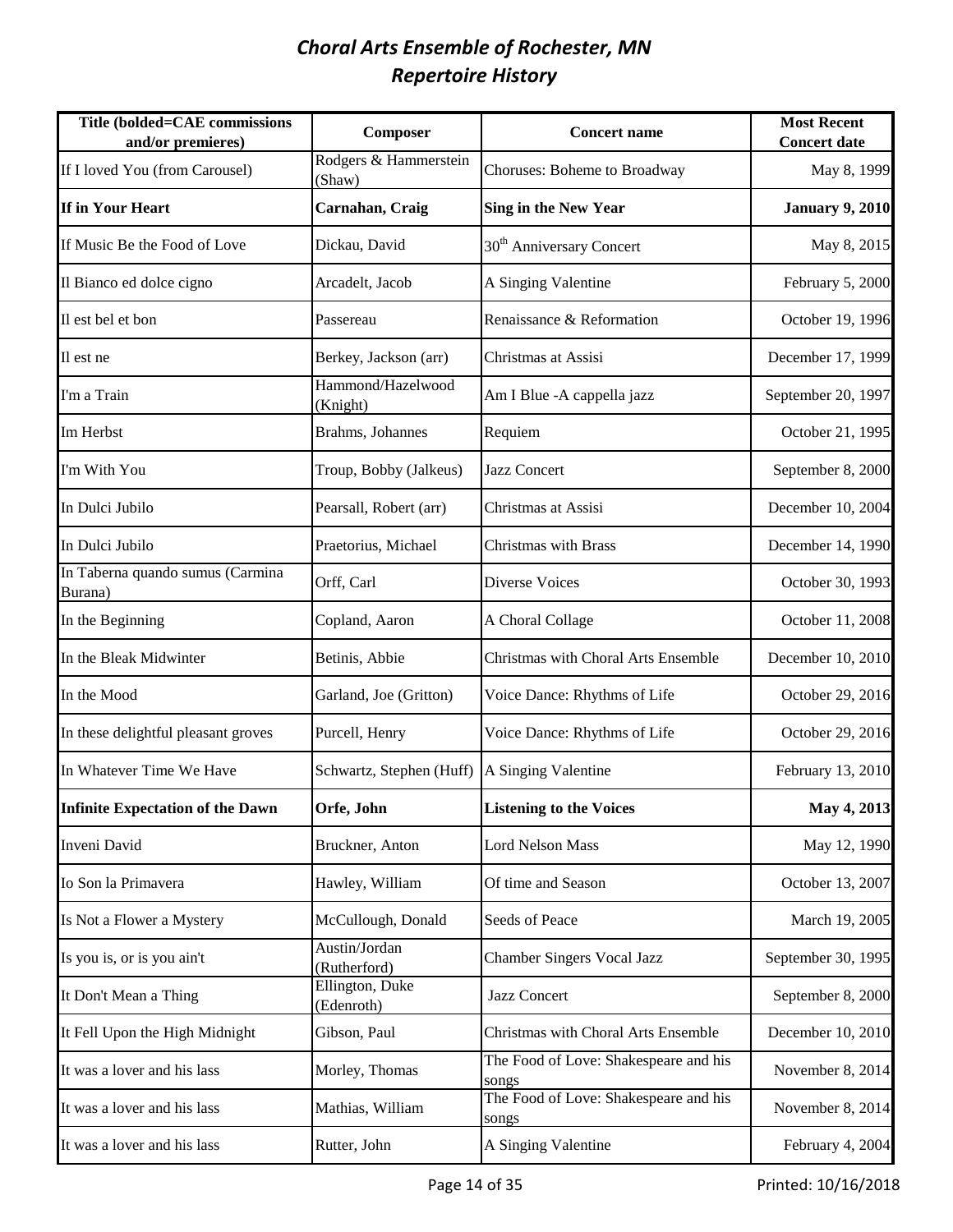# *Choral Arts Ensemble of Rochester, MN*
## *Repertoire History*

| Title (bolded=CAE commissions and/or premieres) | Composer | Concert name | Most Recent Concert date |
|---|---|---|---|
| If I loved You (from Carousel) | Rodgers & Hammerstein (Shaw) | Choruses: Boheme to Broadway | May 8, 1999 |
| **If in Your Heart** | **Carnahan, Craig** | **Sing in the New Year** | **January 9, 2010** |
| If Music Be the Food of Love | Dickau, David | 30th Anniversary Concert | May 8, 2015 |
| Il Bianco ed dolce cigno | Arcadelt, Jacob | A Singing Valentine | February 5, 2000 |
| Il est bel et bon | Passereau | Renaissance & Reformation | October 19, 1996 |
| Il est ne | Berkey, Jackson (arr) | Christmas at Assisi | December 17, 1999 |
| I'm a Train | Hammond/Hazelwood (Knight) | Am I Blue -A cappella jazz | September 20, 1997 |
| Im Herbst | Brahms, Johannes | Requiem | October 21, 1995 |
| I'm With You | Troup, Bobby (Jalkeus) | Jazz Concert | September 8, 2000 |
| In Dulci Jubilo | Pearsall, Robert (arr) | Christmas at Assisi | December 10, 2004 |
| In Dulci Jubilo | Praetorius, Michael | Christmas with Brass | December 14, 1990 |
| In Taberna quando sumus (Carmina Burana) | Orff, Carl | Diverse Voices | October 30, 1993 |
| In the Beginning | Copland, Aaron | A Choral Collage | October 11, 2008 |
| In the Bleak Midwinter | Betinis, Abbie | Christmas with Choral Arts Ensemble | December 10, 2010 |
| In the Mood | Garland, Joe (Gritton) | Voice Dance: Rhythms of Life | October 29, 2016 |
| In these delightful pleasant groves | Purcell, Henry | Voice Dance: Rhythms of Life | October 29, 2016 |
| In Whatever Time We Have | Schwartz, Stephen (Huff) | A Singing Valentine | February 13, 2010 |
| **Infinite Expectation of the Dawn** | **Orfe, John** | **Listening to the Voices** | **May 4, 2013** |
| Inveni David | Bruckner, Anton | Lord Nelson Mass | May 12, 1990 |
| Io Son la Primavera | Hawley, William | Of time and Season | October 13, 2007 |
| Is Not a Flower a Mystery | McCullough, Donald | Seeds of Peace | March 19, 2005 |
| Is you is, or is you ain't | Austin/Jordan (Rutherford) | Chamber Singers Vocal Jazz | September 30, 1995 |
| It Don't Mean a Thing | Ellington, Duke (Edenroth) | Jazz Concert | September 8, 2000 |
| It Fell Upon the High Midnight | Gibson, Paul | Christmas with Choral Arts Ensemble | December 10, 2010 |
| It was a lover and his lass | Morley, Thomas | The Food of Love: Shakespeare and his songs | November 8, 2014 |
| It was a lover and his lass | Mathias, William | The Food of Love: Shakespeare and his songs | November 8, 2014 |
| It was a lover and his lass | Rutter, John | A Singing Valentine | February 4, 2004 |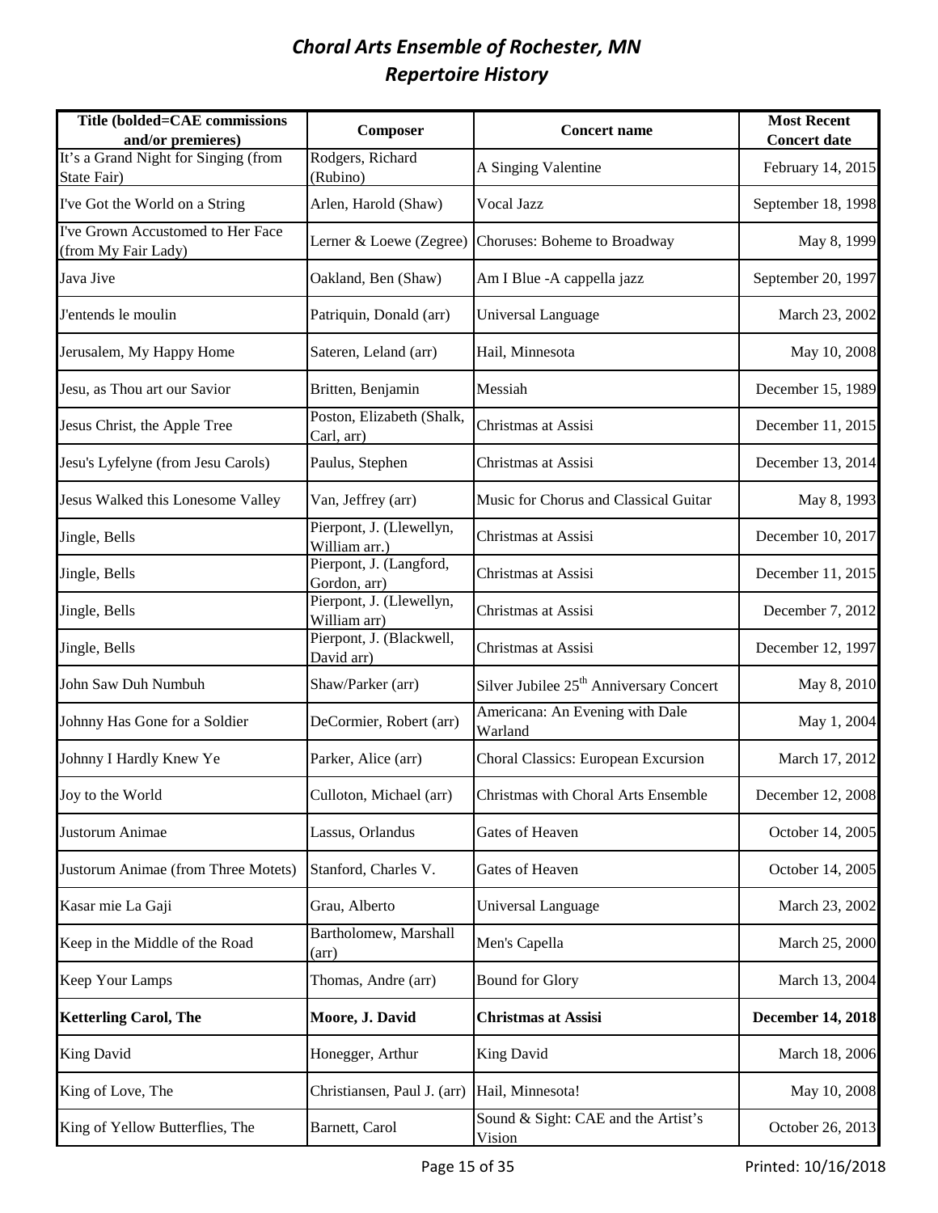# *Choral Arts Ensemble of Rochester, MN*
# *Repertoire History*

| Title (bolded=CAE commissions and/or premieres) | Composer | Concert name | Most Recent Concert date |
|---|---|---|---|
| It's a Grand Night for Singing (from State Fair) | Rodgers, Richard (Rubino) | A Singing Valentine | February 14, 2015 |
| I've Got the World on a String | Arlen, Harold (Shaw) | Vocal Jazz | September 18, 1998 |
| I've Grown Accustomed to Her Face (from My Fair Lady) | Lerner & Loewe (Zegree) | Choruses: Boheme to Broadway | May 8, 1999 |
| Java Jive | Oakland, Ben (Shaw) | Am I Blue -A cappella jazz | September 20, 1997 |
| J'entends le moulin | Patriquin, Donald (arr) | Universal Language | March 23, 2002 |
| Jerusalem, My Happy Home | Sateren, Leland (arr) | Hail, Minnesota | May 10, 2008 |
| Jesu, as Thou art our Savior | Britten, Benjamin | Messiah | December 15, 1989 |
| Jesus Christ, the Apple Tree | Poston, Elizabeth (Shalk, Carl, arr) | Christmas at Assisi | December 11, 2015 |
| Jesu's Lyfelyne (from Jesu Carols) | Paulus, Stephen | Christmas at Assisi | December 13, 2014 |
| Jesus Walked this Lonesome Valley | Van, Jeffrey (arr) | Music for Chorus and Classical Guitar | May 8, 1993 |
| Jingle, Bells | Pierpont, J. (Llewellyn, William arr.) | Christmas at Assisi | December 10, 2017 |
| Jingle, Bells | Pierpont, J. (Langford, Gordon, arr) | Christmas at Assisi | December 11, 2015 |
| Jingle, Bells | Pierpont, J. (Llewellyn, William arr) | Christmas at Assisi | December 7, 2012 |
| Jingle, Bells | Pierpont, J. (Blackwell, David arr) | Christmas at Assisi | December 12, 1997 |
| John Saw Duh Numbuh | Shaw/Parker (arr) | Silver Jubilee 25th Anniversary Concert | May 8, 2010 |
| Johnny Has Gone for a Soldier | DeCormier, Robert (arr) | Americana: An Evening with Dale Warland | May 1, 2004 |
| Johnny I Hardly Knew Ye | Parker, Alice (arr) | Choral Classics: European Excursion | March 17, 2012 |
| Joy to the World | Culloton, Michael (arr) | Christmas with Choral Arts Ensemble | December 12, 2008 |
| Justorum Animae | Lassus, Orlandus | Gates of Heaven | October 14, 2005 |
| Justorum Animae (from Three Motets) | Stanford, Charles V. | Gates of Heaven | October 14, 2005 |
| Kasar mie La Gaji | Grau, Alberto | Universal Language | March 23, 2002 |
| Keep in the Middle of the Road | Bartholomew, Marshall (arr) | Men's Capella | March 25, 2000 |
| Keep Your Lamps | Thomas, Andre (arr) | Bound for Glory | March 13, 2004 |
| **Ketterling Carol, The** | **Moore, J. David** | **Christmas at Assisi** | **December 14, 2018** |
| King David | Honegger, Arthur | King David | March 18, 2006 |
| King of Love, The | Christiansen, Paul J. (arr) | Hail, Minnesota! | May 10, 2008 |
| King of Yellow Butterflies, The | Barnett, Carol | Sound & Sight: CAE and the Artist's Vision | October 26, 2013 |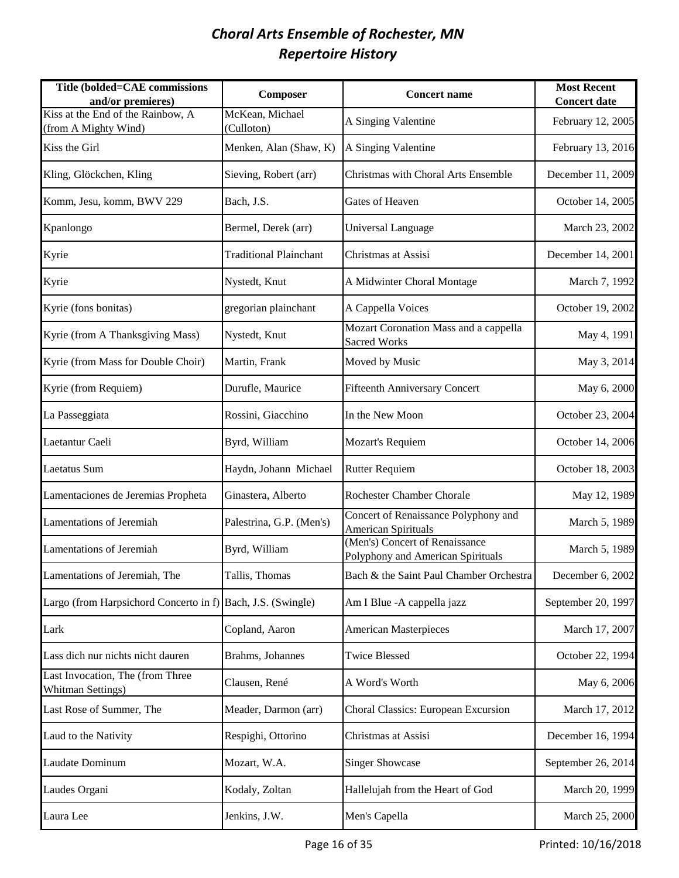# *Choral Arts Ensemble of Rochester, MN*
## *Repertoire History*

| Title (bolded=CAE commissions and/or premieres) | Composer | Concert name | Most Recent Concert date |
|---|---|---|---|
| Kiss at the End of the Rainbow, A (from A Mighty Wind) | McKean, Michael (Culloton) | A Singing Valentine | February 12, 2005 |
| Kiss the Girl | Menken, Alan (Shaw, K) | A Singing Valentine | February 13, 2016 |
| Kling, Glöckchen, Kling | Sieving, Robert (arr) | Christmas with Choral Arts Ensemble | December 11, 2009 |
| Komm, Jesu, komm, BWV 229 | Bach, J.S. | Gates of Heaven | October 14, 2005 |
| Kpanlongo | Bermel, Derek (arr) | Universal Language | March 23, 2002 |
| Kyrie | Traditional Plainchant | Christmas at Assisi | December 14, 2001 |
| Kyrie | Nystedt, Knut | A Midwinter Choral Montage | March 7, 1992 |
| Kyrie (fons bonitas) | gregorian plainchant | A Cappella Voices | October 19, 2002 |
| Kyrie (from A Thanksgiving Mass) | Nystedt, Knut | Mozart Coronation Mass and a cappella Sacred Works | May 4, 1991 |
| Kyrie (from Mass for Double Choir) | Martin, Frank | Moved by Music | May 3, 2014 |
| Kyrie (from Requiem) | Durufle, Maurice | Fifteenth Anniversary Concert | May 6, 2000 |
| La Passeggiata | Rossini, Giacchino | In the New Moon | October 23, 2004 |
| Laetantur Caeli | Byrd, William | Mozart's Requiem | October 14, 2006 |
| Laetatus Sum | Haydn, Johann Michael | Rutter Requiem | October 18, 2003 |
| Lamentaciones de Jeremias Propheta | Ginastera, Alberto | Rochester Chamber Chorale | May 12, 1989 |
| Lamentations of Jeremiah | Palestrina, G.P. (Men's) | Concert of Renaissance Polyphony and American Spirituals | March 5, 1989 |
| Lamentations of Jeremiah | Byrd, William | (Men's) Concert of Renaissance Polyphony and American Spirituals | March 5, 1989 |
| Lamentations of Jeremiah, The | Tallis, Thomas | Bach & the Saint Paul Chamber Orchestra | December 6, 2002 |
| Largo (from Harpsichord Concerto in f) | Bach, J.S. (Swingle) | Am I Blue -A cappella jazz | September 20, 1997 |
| Lark | Copland, Aaron | American Masterpieces | March 17, 2007 |
| Lass dich nur nichts nicht dauren | Brahms, Johannes | Twice Blessed | October 22, 1994 |
| Last Invocation, The (from Three Whitman Settings) | Clausen, René | A Word's Worth | May 6, 2006 |
| Last Rose of Summer, The | Meader, Darmon (arr) | Choral Classics: European Excursion | March 17, 2012 |
| Laud to the Nativity | Respighi, Ottorino | Christmas at Assisi | December 16, 1994 |
| Laudate Dominum | Mozart, W.A. | Singer Showcase | September 26, 2014 |
| Laudes Organi | Kodaly, Zoltan | Hallelujah from the Heart of God | March 20, 1999 |
| Laura Lee | Jenkins, J.W. | Men's Capella | March 25, 2000 |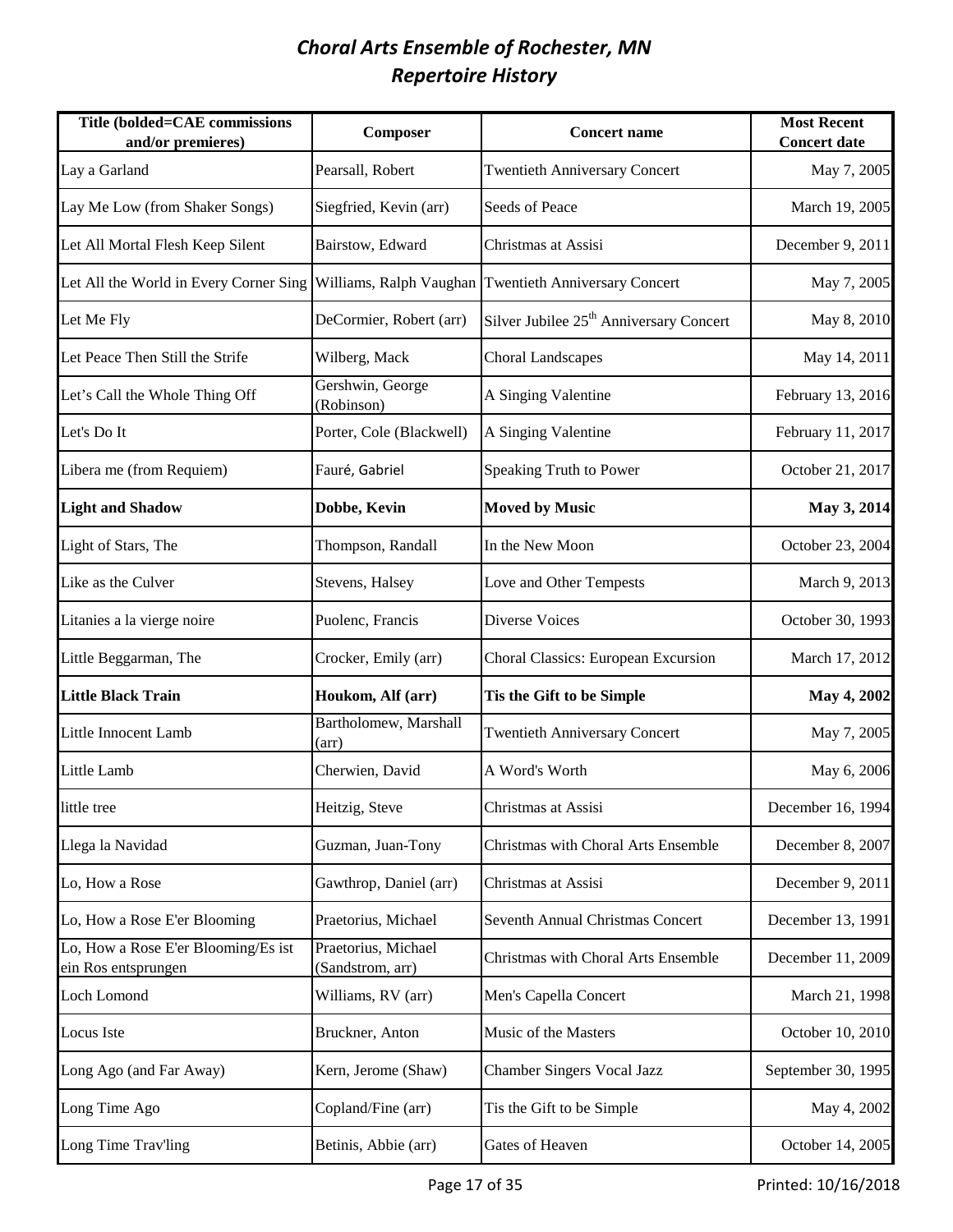# *Choral Arts Ensemble of Rochester, MN*
## *Repertoire History*

| Title (bolded=CAE commissions and/or premieres) | Composer | Concert name | Most Recent Concert date |
|---|---|---|---|
| Lay a Garland | Pearsall, Robert | Twentieth Anniversary Concert | May 7, 2005 |
| Lay Me Low (from Shaker Songs) | Siegfried, Kevin (arr) | Seeds of Peace | March 19, 2005 |
| Let All Mortal Flesh Keep Silent | Bairstow, Edward | Christmas at Assisi | December 9, 2011 |
| Let All the World in Every Corner Sing | Williams, Ralph Vaughan | Twentieth Anniversary Concert | May 7, 2005 |
| Let Me Fly | DeCormier, Robert (arr) | Silver Jubilee 25th Anniversary Concert | May 8, 2010 |
| Let Peace Then Still the Strife | Wilberg, Mack | Choral Landscapes | May 14, 2011 |
| Let's Call the Whole Thing Off | Gershwin, George (Robinson) | A Singing Valentine | February 13, 2016 |
| Let's Do It | Porter, Cole (Blackwell) | A Singing Valentine | February 11, 2017 |
| Libera me (from Requiem) | Fauré, Gabriel | Speaking Truth to Power | October 21, 2017 |
| **Light and Shadow** | **Dobbe, Kevin** | **Moved by Music** | **May 3, 2014** |
| Light of Stars, The | Thompson, Randall | In the New Moon | October 23, 2004 |
| Like as the Culver | Stevens, Halsey | Love and Other Tempests | March 9, 2013 |
| Litanies a la vierge noire | Puolenc, Francis | Diverse Voices | October 30, 1993 |
| Little Beggarman, The | Crocker, Emily (arr) | Choral Classics: European Excursion | March 17, 2012 |
| **Little Black Train** | **Houkom, Alf (arr)** | **Tis the Gift to be Simple** | **May 4, 2002** |
| Little Innocent Lamb | Bartholomew, Marshall (arr) | Twentieth Anniversary Concert | May 7, 2005 |
| Little Lamb | Cherwien, David | A Word's Worth | May 6, 2006 |
| little tree | Heitzig, Steve | Christmas at Assisi | December 16, 1994 |
| Llega la Navidad | Guzman, Juan-Tony | Christmas with Choral Arts Ensemble | December 8, 2007 |
| Lo, How a Rose | Gawthrop, Daniel (arr) | Christmas at Assisi | December 9, 2011 |
| Lo, How a Rose E'er Blooming | Praetorius, Michael | Seventh Annual Christmas Concert | December 13, 1991 |
| Lo, How a Rose E'er Blooming/Es ist ein Ros entsprungen | Praetorius, Michael (Sandstrom, arr) | Christmas with Choral Arts Ensemble | December 11, 2009 |
| Loch Lomond | Williams, RV (arr) | Men's Capella Concert | March 21, 1998 |
| Locus Iste | Bruckner, Anton | Music of the Masters | October 10, 2010 |
| Long Ago (and Far Away) | Kern, Jerome (Shaw) | Chamber Singers Vocal Jazz | September 30, 1995 |
| Long Time Ago | Copland/Fine (arr) | Tis the Gift to be Simple | May 4, 2002 |
| Long Time Trav'ling | Betinis, Abbie (arr) | Gates of Heaven | October 14, 2005 |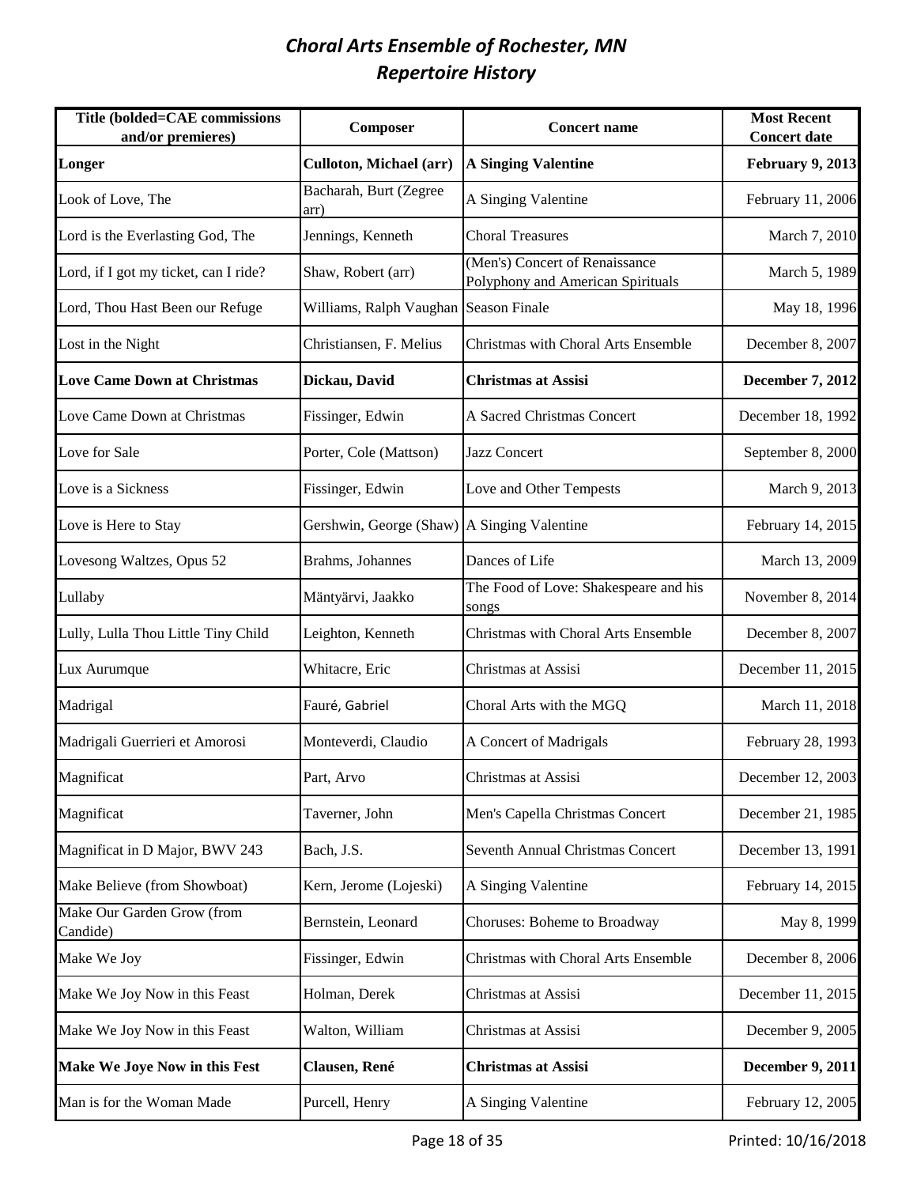# *Choral Arts Ensemble of Rochester, MN*
## *Repertoire History*

| Title (bolded=CAE commissions and/or premieres) | Composer | Concert name | Most Recent Concert date |
|---|---|---|---|
| **Longer** | **Culloton, Michael (arr)** | **A Singing Valentine** | **February 9, 2013** |
| Look of Love, The | Bacharah, Burt (Zegree arr) | A Singing Valentine | February 11, 2006 |
| Lord is the Everlasting God, The | Jennings, Kenneth | Choral Treasures | March 7, 2010 |
| Lord, if I got my ticket, can I ride? | Shaw, Robert (arr) | (Men's) Concert of Renaissance Polyphony and American Spirituals | March 5, 1989 |
| Lord, Thou Hast Been our Refuge | Williams, Ralph Vaughan | Season Finale | May 18, 1996 |
| Lost in the Night | Christiansen, F. Melius | Christmas with Choral Arts Ensemble | December 8, 2007 |
| **Love Came Down at Christmas** | **Dickau, David** | **Christmas at Assisi** | **December 7, 2012** |
| Love Came Down at Christmas | Fissinger, Edwin | A Sacred Christmas Concert | December 18, 1992 |
| Love for Sale | Porter, Cole (Mattson) | Jazz Concert | September 8, 2000 |
| Love is a Sickness | Fissinger, Edwin | Love and Other Tempests | March 9, 2013 |
| Love is Here to Stay | Gershwin, George (Shaw) | A Singing Valentine | February 14, 2015 |
| Lovesong Waltzes, Opus 52 | Brahms, Johannes | Dances of Life | March 13, 2009 |
| Lullaby | Mäntyärvi, Jaakko | The Food of Love: Shakespeare and his songs | November 8, 2014 |
| Lully, Lulla Thou Little Tiny Child | Leighton, Kenneth | Christmas with Choral Arts Ensemble | December 8, 2007 |
| Lux Aurumque | Whitacre, Eric | Christmas at Assisi | December 11, 2015 |
| Madrigal | Fauré, Gabriel | Choral Arts with the MGQ | March 11, 2018 |
| Madrigali Guerrieri et Amorosi | Monteverdi, Claudio | A Concert of Madrigals | February 28, 1993 |
| Magnificat | Part, Arvo | Christmas at Assisi | December 12, 2003 |
| Magnificat | Taverner, John | Men's Capella Christmas Concert | December 21, 1985 |
| Magnificat in D Major, BWV 243 | Bach, J.S. | Seventh Annual Christmas Concert | December 13, 1991 |
| Make Believe (from Showboat) | Kern, Jerome (Lojeski) | A Singing Valentine | February 14, 2015 |
| Make Our Garden Grow (from Candide) | Bernstein, Leonard | Choruses: Boheme to Broadway | May 8, 1999 |
| Make We Joy | Fissinger, Edwin | Christmas with Choral Arts Ensemble | December 8, 2006 |
| Make We Joy Now in this Feast | Holman, Derek | Christmas at Assisi | December 11, 2015 |
| Make We Joy Now in this Feast | Walton, William | Christmas at Assisi | December 9, 2005 |
| **Make We Joye Now in this Fest** | **Clausen, René** | **Christmas at Assisi** | **December 9, 2011** |
| Man is for the Woman Made | Purcell, Henry | A Singing Valentine | February 12, 2005 |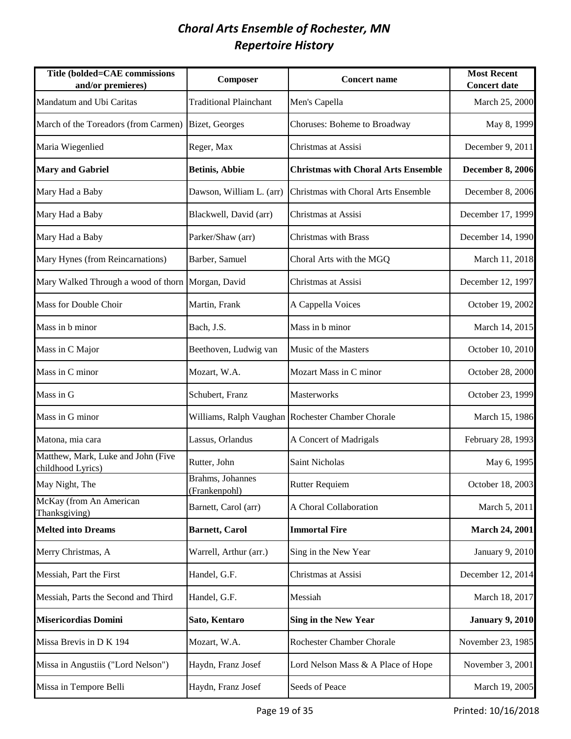# *Choral Arts Ensemble of Rochester, MN*
# *Repertoire History*

| Title (bolded=CAE commissions and/or premieres) | Composer | Concert name | Most Recent Concert date |
|---|---|---|---|
| Mandatum and Ubi Caritas | Traditional Plainchant | Men's Capella | March 25, 2000 |
| March of the Toreadors (from Carmen) | Bizet, Georges | Choruses: Boheme to Broadway | May 8, 1999 |
| Maria Wiegenlied | Reger, Max | Christmas at Assisi | December 9, 2011 |
| **Mary and Gabriel** | **Betinis, Abbie** | **Christmas with Choral Arts Ensemble** | **December 8, 2006** |
| Mary Had a Baby | Dawson, William L. (arr) | Christmas with Choral Arts Ensemble | December 8, 2006 |
| Mary Had a Baby | Blackwell, David (arr) | Christmas at Assisi | December 17, 1999 |
| Mary Had a Baby | Parker/Shaw (arr) | Christmas with Brass | December 14, 1990 |
| Mary Hynes (from Reincarnations) | Barber, Samuel | Choral Arts with the MGQ | March 11, 2018 |
| Mary Walked Through a wood of thorn | Morgan, David | Christmas at Assisi | December 12, 1997 |
| Mass for Double Choir | Martin, Frank | A Cappella Voices | October 19, 2002 |
| Mass in b minor | Bach, J.S. | Mass in b minor | March 14, 2015 |
| Mass in C Major | Beethoven, Ludwig van | Music of the Masters | October 10, 2010 |
| Mass in C minor | Mozart, W.A. | Mozart Mass in C minor | October 28, 2000 |
| Mass in G | Schubert, Franz | Masterworks | October 23, 1999 |
| Mass in G minor | Williams, Ralph Vaughan | Rochester Chamber Chorale | March 15, 1986 |
| Matona, mia cara | Lassus, Orlandus | A Concert of Madrigals | February 28, 1993 |
| Matthew, Mark, Luke and John (Five childhood Lyrics) | Rutter, John | Saint Nicholas | May 6, 1995 |
| May Night, The | Brahms, Johannes (Frankenpohl) | Rutter Requiem | October 18, 2003 |
| McKay (from An American Thanksgiving) | Barnett, Carol (arr) | A Choral Collaboration | March 5, 2011 |
| **Melted into Dreams** | **Barnett, Carol** | **Immortal Fire** | **March 24, 2001** |
| Merry Christmas, A | Warrell, Arthur (arr.) | Sing in the New Year | January 9, 2010 |
| Messiah, Part the First | Handel, G.F. | Christmas at Assisi | December 12, 2014 |
| Messiah, Parts the Second and Third | Handel, G.F. | Messiah | March 18, 2017 |
| **Misericordias Domini** | **Sato, Kentaro** | **Sing in the New Year** | **January 9, 2010** |
| Missa Brevis in D K 194 | Mozart, W.A. | Rochester Chamber Chorale | November 23, 1985 |
| Missa in Angustiis ("Lord Nelson") | Haydn, Franz Josef | Lord Nelson Mass & A Place of Hope | November 3, 2001 |
| Missa in Tempore Belli | Haydn, Franz Josef | Seeds of Peace | March 19, 2005 |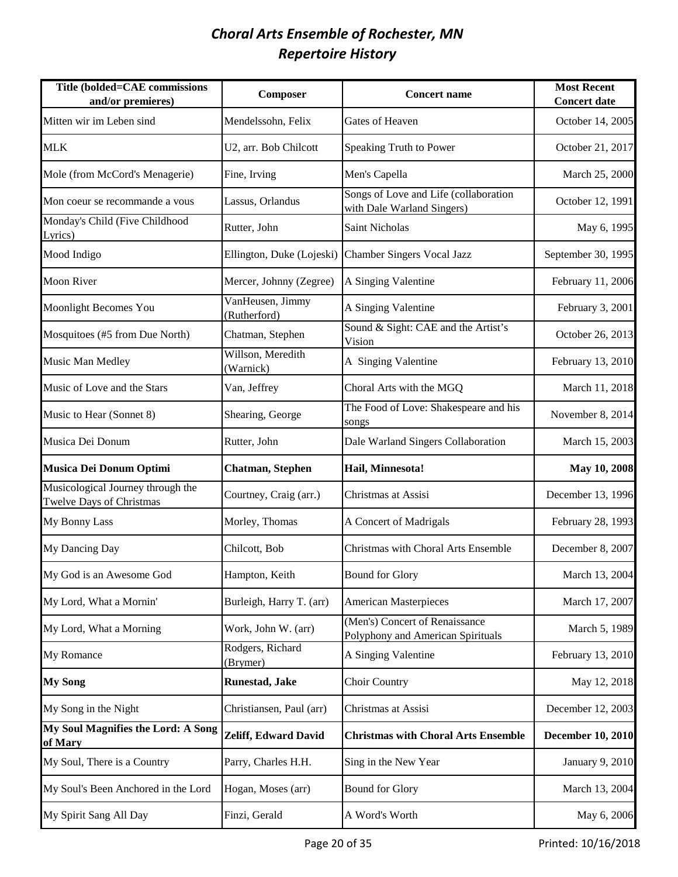# *Choral Arts Ensemble of Rochester, MN*
# *Repertoire History*

| Title (bolded=CAE commissions and/or premieres) | Composer | Concert name | Most Recent Concert date |
|---|---|---|---|
| Mitten wir im Leben sind | Mendelssohn, Felix | Gates of Heaven | October 14, 2005 |
| MLK | U2, arr. Bob Chilcott | Speaking Truth to Power | October 21, 2017 |
| Mole (from McCord's Menagerie) | Fine, Irving | Men's Capella | March 25, 2000 |
| Mon coeur se recommande a vous | Lassus, Orlandus | Songs of Love and Life (collaboration with Dale Warland Singers) | October 12, 1991 |
| Monday's Child (Five Childhood Lyrics) | Rutter, John | Saint Nicholas | May 6, 1995 |
| Mood Indigo | Ellington, Duke (Lojeski) | Chamber Singers Vocal Jazz | September 30, 1995 |
| Moon River | Mercer, Johnny (Zegree) | A Singing Valentine | February 11, 2006 |
| Moonlight Becomes You | VanHeusen, Jimmy (Rutherford) | A Singing Valentine | February 3, 2001 |
| Mosquitoes (#5 from Due North) | Chatman, Stephen | Sound & Sight: CAE and the Artist's Vision | October 26, 2013 |
| Music Man Medley | Willson, Meredith (Warnick) | A Singing Valentine | February 13, 2010 |
| Music of Love and the Stars | Van, Jeffrey | Choral Arts with the MGQ | March 11, 2018 |
| Music to Hear (Sonnet 8) | Shearing, George | The Food of Love: Shakespeare and his songs | November 8, 2014 |
| Musica Dei Donum | Rutter, John | Dale Warland Singers Collaboration | March 15, 2003 |
| **Musica Dei Donum Optimi** | **Chatman, Stephen** | **Hail, Minnesota!** | **May 10, 2008** |
| Musicological Journey through the Twelve Days of Christmas | Courtney, Craig (arr.) | Christmas at Assisi | December 13, 1996 |
| My Bonny Lass | Morley, Thomas | A Concert of Madrigals | February 28, 1993 |
| My Dancing Day | Chilcott, Bob | Christmas with Choral Arts Ensemble | December 8, 2007 |
| My God is an Awesome God | Hampton, Keith | Bound for Glory | March 13, 2004 |
| My Lord, What a Mornin' | Burleigh, Harry T. (arr) | American Masterpieces | March 17, 2007 |
| My Lord, What a Morning | Work, John W. (arr) | (Men's) Concert of Renaissance Polyphony and American Spirituals | March 5, 1989 |
| My Romance | Rodgers, Richard (Brymer) | A Singing Valentine | February 13, 2010 |
| **My Song** | **Runestad, Jake** | Choir Country | May 12, 2018 |
| My Song in the Night | Christiansen, Paul (arr) | Christmas at Assisi | December 12, 2003 |
| **My Soul Magnifies the Lord: A Song of Mary** | **Zeliff, Edward David** | **Christmas with Choral Arts Ensemble** | **December 10, 2010** |
| My Soul, There is a Country | Parry, Charles H.H. | Sing in the New Year | January 9, 2010 |
| My Soul's Been Anchored in the Lord | Hogan, Moses (arr) | Bound for Glory | March 13, 2004 |
| My Spirit Sang All Day | Finzi, Gerald | A Word's Worth | May 6, 2006 |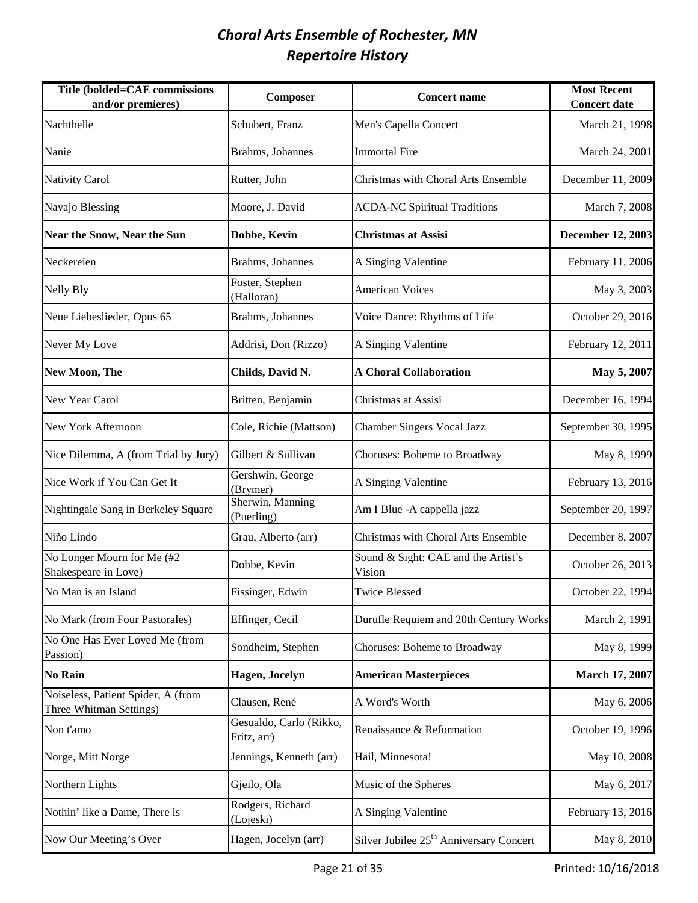# *Choral Arts Ensemble of Rochester, MN*
# *Repertoire History*

| Title (bolded=CAE commissions and/or premieres) | Composer | Concert name | Most Recent Concert date |
|---|---|---|---|
| Nachthelle | Schubert, Franz | Men's Capella Concert | March 21, 1998 |
| Nanie | Brahms, Johannes | Immortal Fire | March 24, 2001 |
| Nativity Carol | Rutter, John | Christmas with Choral Arts Ensemble | December 11, 2009 |
| Navajo Blessing | Moore, J. David | ACDA-NC Spiritual Traditions | March 7, 2008 |
| **Near the Snow, Near the Sun** | **Dobbe, Kevin** | **Christmas at Assisi** | **December 12, 2003** |
| Neckereien | Brahms, Johannes | A Singing Valentine | February 11, 2006 |
| Nelly Bly | Foster, Stephen (Halloran) | American Voices | May 3, 2003 |
| Neue Liebeslieder, Opus 65 | Brahms, Johannes | Voice Dance: Rhythms of Life | October 29, 2016 |
| Never My Love | Addrisi, Don (Rizzo) | A Singing Valentine | February 12, 2011 |
| **New Moon, The** | **Childs, David N.** | **A Choral Collaboration** | **May 5, 2007** |
| New Year Carol | Britten, Benjamin | Christmas at Assisi | December 16, 1994 |
| New York Afternoon | Cole, Richie (Mattson) | Chamber Singers Vocal Jazz | September 30, 1995 |
| Nice Dilemma, A (from Trial by Jury) | Gilbert & Sullivan | Choruses: Boheme to Broadway | May 8, 1999 |
| Nice Work if You Can Get It | Gershwin, George (Brymer) | A Singing Valentine | February 13, 2016 |
| Nightingale Sang in Berkeley Square | Sherwin, Manning (Puerling) | Am I Blue -A cappella jazz | September 20, 1997 |
| Niño Lindo | Grau, Alberto (arr) | Christmas with Choral Arts Ensemble | December 8, 2007 |
| No Longer Mourn for Me (#2 Shakespeare in Love) | Dobbe, Kevin | Sound & Sight: CAE and the Artist's Vision | October 26, 2013 |
| No Man is an Island | Fissinger, Edwin | Twice Blessed | October 22, 1994 |
| No Mark (from Four Pastorales) | Effinger, Cecil | Durufle Requiem and 20th Century Works | March 2, 1991 |
| No One Has Ever Loved Me (from Passion) | Sondheim, Stephen | Choruses: Boheme to Broadway | May 8, 1999 |
| **No Rain** | **Hagen, Jocelyn** | **American Masterpieces** | **March 17, 2007** |
| Noiseless, Patient Spider, A (from Three Whitman Settings) | Clausen, René | A Word's Worth | May 6, 2006 |
| Non t'amo | Gesualdo, Carlo (Rikko, Fritz, arr) | Renaissance & Reformation | October 19, 1996 |
| Norge, Mitt Norge | Jennings, Kenneth (arr) | Hail, Minnesota! | May 10, 2008 |
| Northern Lights | Gjeilo, Ola | Music of the Spheres | May 6, 2017 |
| Nothin' like a Dame, There is | Rodgers, Richard (Lojeski) | A Singing Valentine | February 13, 2016 |
| Now Our Meeting's Over | Hagen, Jocelyn (arr) | Silver Jubilee 25th Anniversary Concert | May 8, 2010 |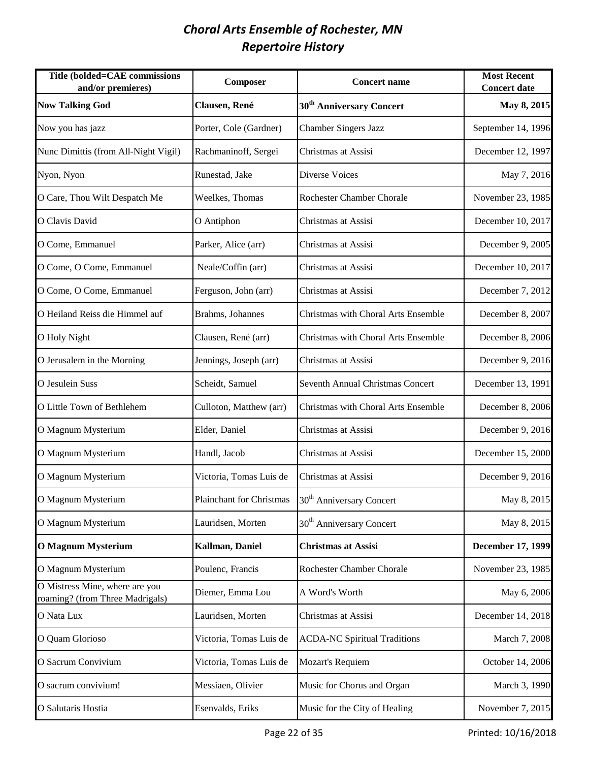# *Choral Arts Ensemble of Rochester, MN*
# *Repertoire History*

| Title (bolded=CAE commissions and/or premieres) | Composer | Concert name | Most Recent Concert date |
|---|---|---|---|
| **Now Talking God** | **Clausen, René** | **30th Anniversary Concert** | **May 8, 2015** |
| Now you has jazz | Porter, Cole (Gardner) | Chamber Singers Jazz | September 14, 1996 |
| Nunc Dimittis (from All-Night Vigil) | Rachmaninoff, Sergei | Christmas at Assisi | December 12, 1997 |
| Nyon, Nyon | Runestad, Jake | Diverse Voices | May 7, 2016 |
| O Care, Thou Wilt Despatch Me | Weelkes, Thomas | Rochester Chamber Chorale | November 23, 1985 |
| O Clavis David | O Antiphon | Christmas at Assisi | December 10, 2017 |
| O Come, Emmanuel | Parker, Alice (arr) | Christmas at Assisi | December 9, 2005 |
| O Come, O Come, Emmanuel | Neale/Coffin (arr) | Christmas at Assisi | December 10, 2017 |
| O Come, O Come, Emmanuel | Ferguson, John (arr) | Christmas at Assisi | December 7, 2012 |
| O Heiland Reiss die Himmel auf | Brahms, Johannes | Christmas with Choral Arts Ensemble | December 8, 2007 |
| O Holy Night | Clausen, René (arr) | Christmas with Choral Arts Ensemble | December 8, 2006 |
| O Jerusalem in the Morning | Jennings, Joseph (arr) | Christmas at Assisi | December 9, 2016 |
| O Jesulein Suss | Scheidt, Samuel | Seventh Annual Christmas Concert | December 13, 1991 |
| O Little Town of Bethlehem | Culloton, Matthew (arr) | Christmas with Choral Arts Ensemble | December 8, 2006 |
| O Magnum Mysterium | Elder, Daniel | Christmas at Assisi | December 9, 2016 |
| O Magnum Mysterium | Handl, Jacob | Christmas at Assisi | December 15, 2000 |
| O Magnum Mysterium | Victoria, Tomas Luis de | Christmas at Assisi | December 9, 2016 |
| O Magnum Mysterium | Plainchant for Christmas | 30th Anniversary Concert | May 8, 2015 |
| O Magnum Mysterium | Lauridsen, Morten | 30th Anniversary Concert | May 8, 2015 |
| **O Magnum Mysterium** | **Kallman, Daniel** | **Christmas at Assisi** | **December 17, 1999** |
| O Magnum Mysterium | Poulenc, Francis | Rochester Chamber Chorale | November 23, 1985 |
| O Mistress Mine, where are you roaming? (from Three Madrigals) | Diemer, Emma Lou | A Word's Worth | May 6, 2006 |
| O Nata Lux | Lauridsen, Morten | Christmas at Assisi | December 14, 2018 |
| O Quam Glorioso | Victoria, Tomas Luis de | ACDA-NC Spiritual Traditions | March 7, 2008 |
| O Sacrum Convivium | Victoria, Tomas Luis de | Mozart's Requiem | October 14, 2006 |
| O sacrum convivium! | Messiaen, Olivier | Music for Chorus and Organ | March 3, 1990 |
| O Salutaris Hostia | Esenvalds, Eriks | Music for the City of Healing | November 7, 2015 |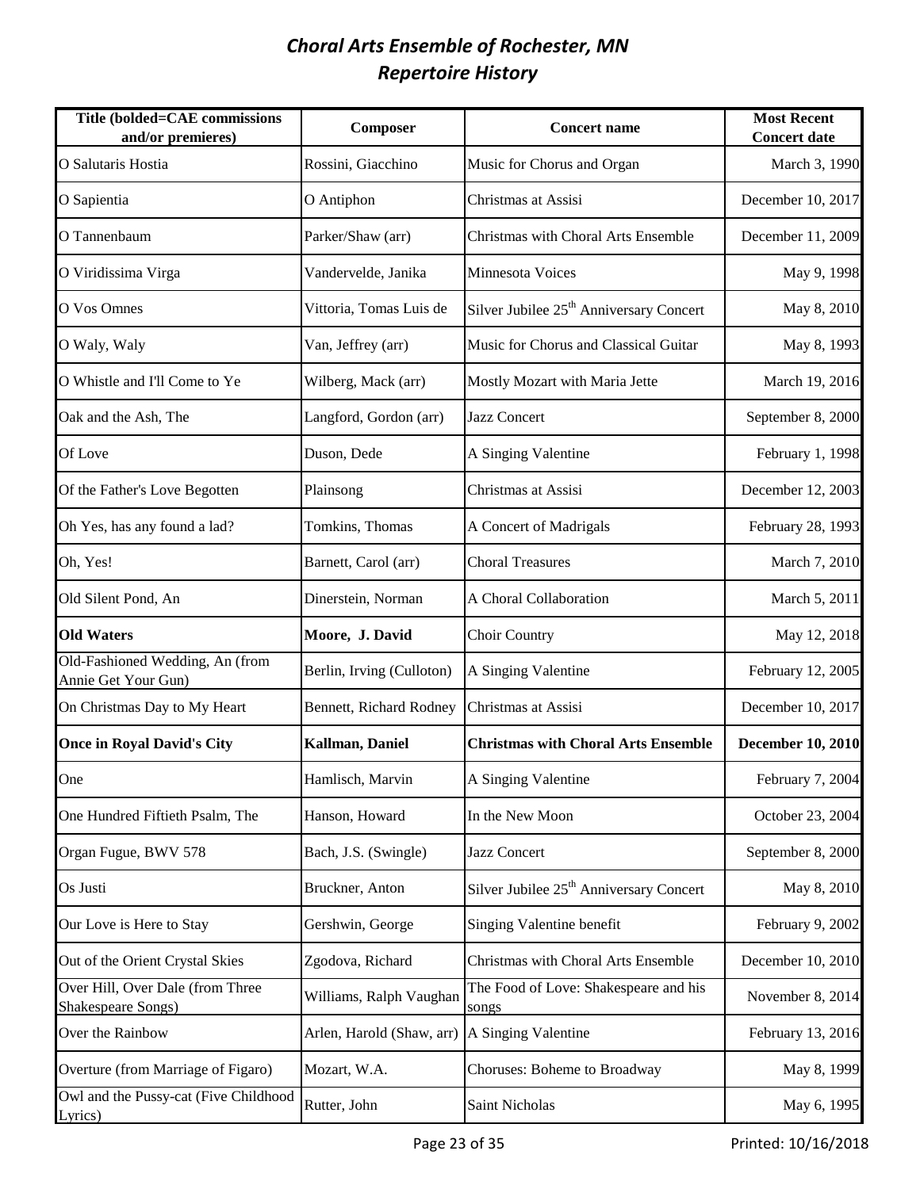# *Choral Arts Ensemble of Rochester, MN*
# *Repertoire History*

| Title (bolded=CAE commissions and/or premieres) | Composer | Concert name | Most Recent Concert date |
|---|---|---|---|
| O Salutaris Hostia | Rossini, Giacchino | Music for Chorus and Organ | March 3, 1990 |
| O Sapientia | O Antiphon | Christmas at Assisi | December 10, 2017 |
| O Tannenbaum | Parker/Shaw (arr) | Christmas with Choral Arts Ensemble | December 11, 2009 |
| O Viridissima Virga | Vandervelde, Janika | Minnesota Voices | May 9, 1998 |
| O Vos Omnes | Vittoria, Tomas Luis de | Silver Jubilee 25th Anniversary Concert | May 8, 2010 |
| O Waly, Waly | Van, Jeffrey (arr) | Music for Chorus and Classical Guitar | May 8, 1993 |
| O Whistle and I'll Come to Ye | Wilberg, Mack (arr) | Mostly Mozart with Maria Jette | March 19, 2016 |
| Oak and the Ash, The | Langford, Gordon (arr) | Jazz Concert | September 8, 2000 |
| Of Love | Duson, Dede | A Singing Valentine | February 1, 1998 |
| Of the Father's Love Begotten | Plainsong | Christmas at Assisi | December 12, 2003 |
| Oh Yes, has any found a lad? | Tomkins, Thomas | A Concert of Madrigals | February 28, 1993 |
| Oh, Yes! | Barnett, Carol (arr) | Choral Treasures | March 7, 2010 |
| Old Silent Pond, An | Dinerstein, Norman | A Choral Collaboration | March 5, 2011 |
| **Old Waters** | **Moore, J. David** | Choir Country | May 12, 2018 |
| Old-Fashioned Wedding, An (from Annie Get Your Gun) | Berlin, Irving (Culloton) | A Singing Valentine | February 12, 2005 |
| On Christmas Day to My Heart | Bennett, Richard Rodney | Christmas at Assisi | December 10, 2017 |
| **Once in Royal David's City** | **Kallman, Daniel** | **Christmas with Choral Arts Ensemble** | **December 10, 2010** |
| One | Hamlisch, Marvin | A Singing Valentine | February 7, 2004 |
| One Hundred Fiftieth Psalm, The | Hanson, Howard | In the New Moon | October 23, 2004 |
| Organ Fugue, BWV 578 | Bach, J.S. (Swingle) | Jazz Concert | September 8, 2000 |
| Os Justi | Bruckner, Anton | Silver Jubilee 25th Anniversary Concert | May 8, 2010 |
| Our Love is Here to Stay | Gershwin, George | Singing Valentine benefit | February 9, 2002 |
| Out of the Orient Crystal Skies | Zgodova, Richard | Christmas with Choral Arts Ensemble | December 10, 2010 |
| Over Hill, Over Dale (from Three Shakespeare Songs) | Williams, Ralph Vaughan | The Food of Love: Shakespeare and his songs | November 8, 2014 |
| Over the Rainbow | Arlen, Harold (Shaw, arr) | A Singing Valentine | February 13, 2016 |
| Overture (from Marriage of Figaro) | Mozart, W.A. | Choruses: Boheme to Broadway | May 8, 1999 |
| Owl and the Pussy-cat (Five Childhood Lyrics) | Rutter, John | Saint Nicholas | May 6, 1995 |

Printed: 10/16/2018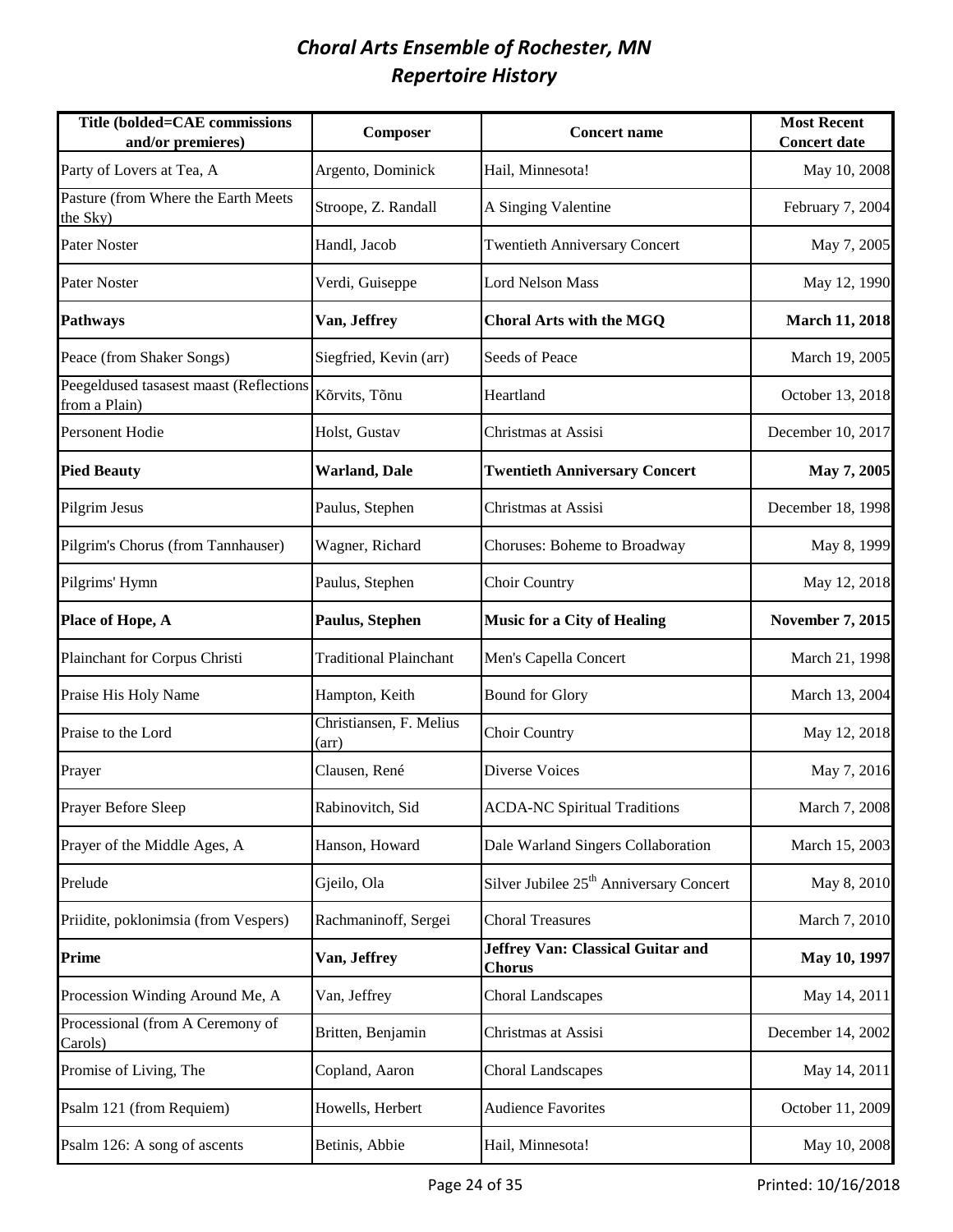# *Choral Arts Ensemble of Rochester, MN*
# *Repertoire History*

| Title (bolded=CAE commissions and/or premieres) | Composer | Concert name | Most Recent Concert date |
|---|---|---|---|
| Party of Lovers at Tea, A | Argento, Dominick | Hail, Minnesota! | May 10, 2008 |
| Pasture (from Where the Earth Meets the Sky) | Stroope, Z. Randall | A Singing Valentine | February 7, 2004 |
| Pater Noster | Handl, Jacob | Twentieth Anniversary Concert | May 7, 2005 |
| Pater Noster | Verdi, Guiseppe | Lord Nelson Mass | May 12, 1990 |
| **Pathways** | **Van, Jeffrey** | **Choral Arts with the MGQ** | **March 11, 2018** |
| Peace (from Shaker Songs) | Siegfried, Kevin (arr) | Seeds of Peace | March 19, 2005 |
| Peegeldused tasasest maast (Reflections from a Plain) | Kõrvits, Tõnu | Heartland | October 13, 2018 |
| Personent Hodie | Holst, Gustav | Christmas at Assisi | December 10, 2017 |
| **Pied Beauty** | **Warland, Dale** | **Twentieth Anniversary Concert** | **May 7, 2005** |
| Pilgrim Jesus | Paulus, Stephen | Christmas at Assisi | December 18, 1998 |
| Pilgrim's Chorus (from Tannhauser) | Wagner, Richard | Choruses: Boheme to Broadway | May 8, 1999 |
| Pilgrims' Hymn | Paulus, Stephen | Choir Country | May 12, 2018 |
| **Place of Hope, A** | **Paulus, Stephen** | **Music for a City of Healing** | **November 7, 2015** |
| Plainchant for Corpus Christi | Traditional Plainchant | Men's Capella Concert | March 21, 1998 |
| Praise His Holy Name | Hampton, Keith | Bound for Glory | March 13, 2004 |
| Praise to the Lord | Christiansen, F. Melius (arr) | Choir Country | May 12, 2018 |
| Prayer | Clausen, René | Diverse Voices | May 7, 2016 |
| Prayer Before Sleep | Rabinovitch, Sid | ACDA-NC Spiritual Traditions | March 7, 2008 |
| Prayer of the Middle Ages, A | Hanson, Howard | Dale Warland Singers Collaboration | March 15, 2003 |
| Prelude | Gjeilo, Ola | Silver Jubilee 25th Anniversary Concert | May 8, 2010 |
| Priidite, poklonimsia (from Vespers) | Rachmaninoff, Sergei | Choral Treasures | March 7, 2010 |
| **Prime** | **Van, Jeffrey** | **Jeffrey Van: Classical Guitar and Chorus** | **May 10, 1997** |
| Procession Winding Around Me, A | Van, Jeffrey | Choral Landscapes | May 14, 2011 |
| Processional (from A Ceremony of Carols) | Britten, Benjamin | Christmas at Assisi | December 14, 2002 |
| Promise of Living, The | Copland, Aaron | Choral Landscapes | May 14, 2011 |
| Psalm 121 (from Requiem) | Howells, Herbert | Audience Favorites | October 11, 2009 |
| Psalm 126: A song of ascents | Betinis, Abbie | Hail, Minnesota! | May 10, 2008 |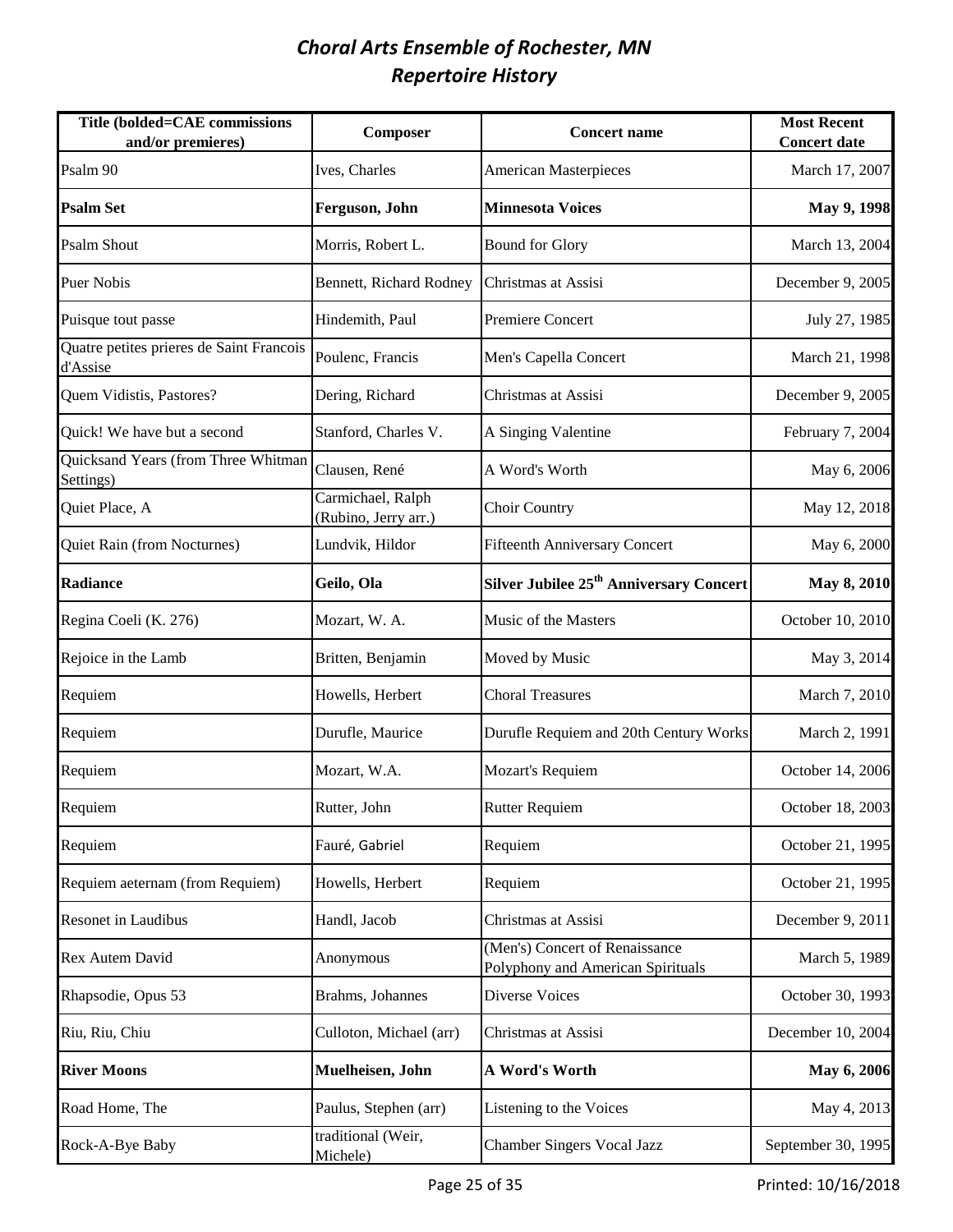# *Choral Arts Ensemble of Rochester, MN*
# *Repertoire History*

| Title (bolded=CAE commissions and/or premieres) | Composer | Concert name | Most Recent Concert date |
|---|---|---|---|
| Psalm 90 | Ives, Charles | American Masterpieces | March 17, 2007 |
| **Psalm Set** | **Ferguson, John** | **Minnesota Voices** | **May 9, 1998** |
| Psalm Shout | Morris, Robert L. | Bound for Glory | March 13, 2004 |
| Puer Nobis | Bennett, Richard Rodney | Christmas at Assisi | December 9, 2005 |
| Puisque tout passe | Hindemith, Paul | Premiere Concert | July 27, 1985 |
| Quatre petites prieres de Saint Francois d'Assise | Poulenc, Francis | Men's Capella Concert | March 21, 1998 |
| Quem Vidistis, Pastores? | Dering, Richard | Christmas at Assisi | December 9, 2005 |
| Quick! We have but a second | Stanford, Charles V. | A Singing Valentine | February 7, 2004 |
| Quicksand Years (from Three Whitman Settings) | Clausen, René | A Word's Worth | May 6, 2006 |
| Quiet Place, A | Carmichael, Ralph (Rubino, Jerry arr.) | Choir Country | May 12, 2018 |
| Quiet Rain (from Nocturnes) | Lundvik, Hildor | Fifteenth Anniversary Concert | May 6, 2000 |
| **Radiance** | **Geilo, Ola** | **Silver Jubilee 25th Anniversary Concert** | **May 8, 2010** |
| Regina Coeli (K. 276) | Mozart, W. A. | Music of the Masters | October 10, 2010 |
| Rejoice in the Lamb | Britten, Benjamin | Moved by Music | May 3, 2014 |
| Requiem | Howells, Herbert | Choral Treasures | March 7, 2010 |
| Requiem | Durufle, Maurice | Durufle Requiem and 20th Century Works | March 2, 1991 |
| Requiem | Mozart, W.A. | Mozart's Requiem | October 14, 2006 |
| Requiem | Rutter, John | Rutter Requiem | October 18, 2003 |
| Requiem | Fauré, Gabriel | Requiem | October 21, 1995 |
| Requiem aeternam (from Requiem) | Howells, Herbert | Requiem | October 21, 1995 |
| Resonet in Laudibus | Handl, Jacob | Christmas at Assisi | December 9, 2011 |
| Rex Autem David | Anonymous | (Men's) Concert of Renaissance Polyphony and American Spirituals | March 5, 1989 |
| Rhapsodie, Opus 53 | Brahms, Johannes | Diverse Voices | October 30, 1993 |
| Riu, Riu, Chiu | Culloton, Michael (arr) | Christmas at Assisi | December 10, 2004 |
| **River Moons** | **Muelheisen, John** | **A Word's Worth** | **May 6, 2006** |
| Road Home, The | Paulus, Stephen (arr) | Listening to the Voices | May 4, 2013 |
| Rock-A-Bye Baby | traditional (Weir, Michele) | Chamber Singers Vocal Jazz | September 30, 1995 |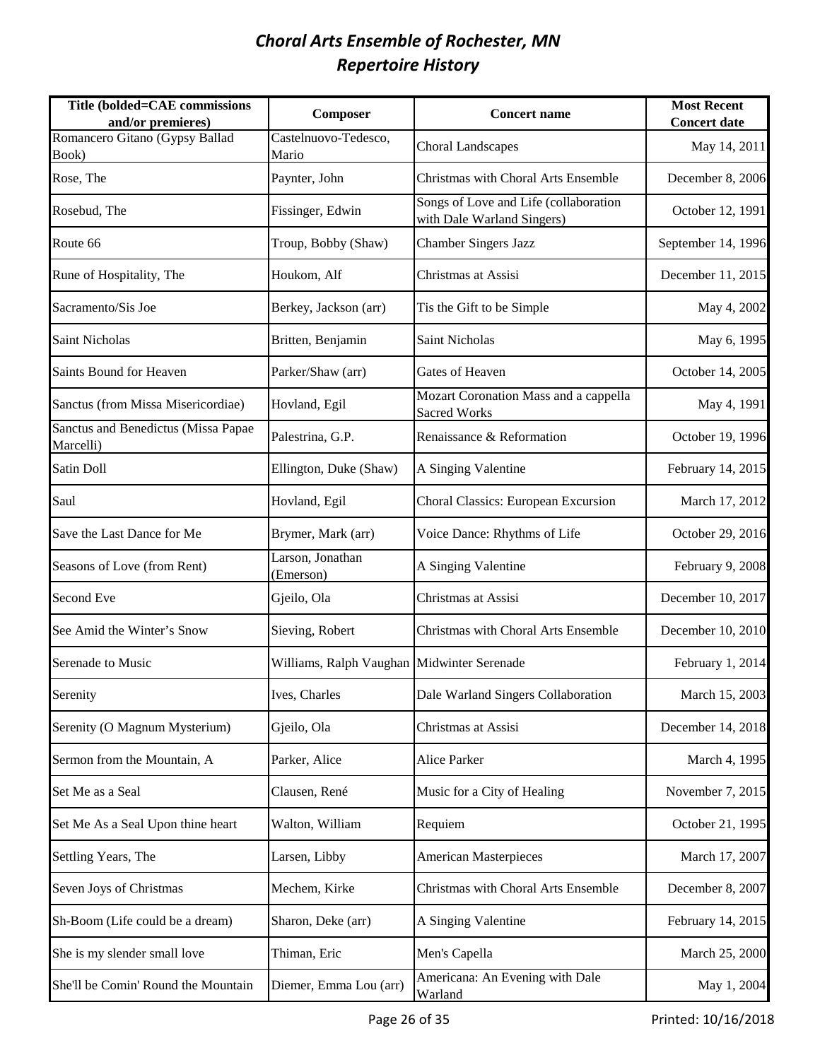# *Choral Arts Ensemble of Rochester, MN*
# *Repertoire History*

| Title (bolded=CAE commissions and/or premieres) | Composer | Concert name | Most Recent Concert date |
|---|---|---|---|
| Romancero Gitano (Gypsy Ballad Book) | Castelnuovo-Tedesco, Mario | Choral Landscapes | May 14, 2011 |
| Rose, The | Paynter, John | Christmas with Choral Arts Ensemble | December 8, 2006 |
| Rosebud, The | Fissinger, Edwin | Songs of Love and Life (collaboration with Dale Warland Singers) | October 12, 1991 |
| Route 66 | Troup, Bobby (Shaw) | Chamber Singers Jazz | September 14, 1996 |
| Rune of Hospitality, The | Houkom, Alf | Christmas at Assisi | December 11, 2015 |
| Sacramento/Sis Joe | Berkey, Jackson (arr) | Tis the Gift to be Simple | May 4, 2002 |
| Saint Nicholas | Britten, Benjamin | Saint Nicholas | May 6, 1995 |
| Saints Bound for Heaven | Parker/Shaw (arr) | Gates of Heaven | October 14, 2005 |
| Sanctus (from Missa Misericordiae) | Hovland, Egil | Mozart Coronation Mass and a cappella Sacred Works | May 4, 1991 |
| Sanctus and Benedictus (Missa Papae Marcelli) | Palestrina, G.P. | Renaissance & Reformation | October 19, 1996 |
| Satin Doll | Ellington, Duke (Shaw) | A Singing Valentine | February 14, 2015 |
| Saul | Hovland, Egil | Choral Classics: European Excursion | March 17, 2012 |
| Save the Last Dance for Me | Brymer, Mark (arr) | Voice Dance: Rhythms of Life | October 29, 2016 |
| Seasons of Love (from Rent) | Larson, Jonathan (Emerson) | A Singing Valentine | February 9, 2008 |
| Second Eve | Gjeilo, Ola | Christmas at Assisi | December 10, 2017 |
| See Amid the Winter's Snow | Sieving, Robert | Christmas with Choral Arts Ensemble | December 10, 2010 |
| Serenade to Music | Williams, Ralph Vaughan | Midwinter Serenade | February 1, 2014 |
| Serenity | Ives, Charles | Dale Warland Singers Collaboration | March 15, 2003 |
| Serenity (O Magnum Mysterium) | Gjeilo, Ola | Christmas at Assisi | December 14, 2018 |
| Sermon from the Mountain, A | Parker, Alice | Alice Parker | March 4, 1995 |
| Set Me as a Seal | Clausen, René | Music for a City of Healing | November 7, 2015 |
| Set Me As a Seal Upon thine heart | Walton, William | Requiem | October 21, 1995 |
| Settling Years, The | Larsen, Libby | American Masterpieces | March 17, 2007 |
| Seven Joys of Christmas | Mechem, Kirke | Christmas with Choral Arts Ensemble | December 8, 2007 |
| Sh-Boom (Life could be a dream) | Sharon, Deke (arr) | A Singing Valentine | February 14, 2015 |
| She is my slender small love | Thiman, Eric | Men's Capella | March 25, 2000 |
| She'll be Comin' Round the Mountain | Diemer, Emma Lou (arr) | Americana: An Evening with Dale Warland | May 1, 2004 |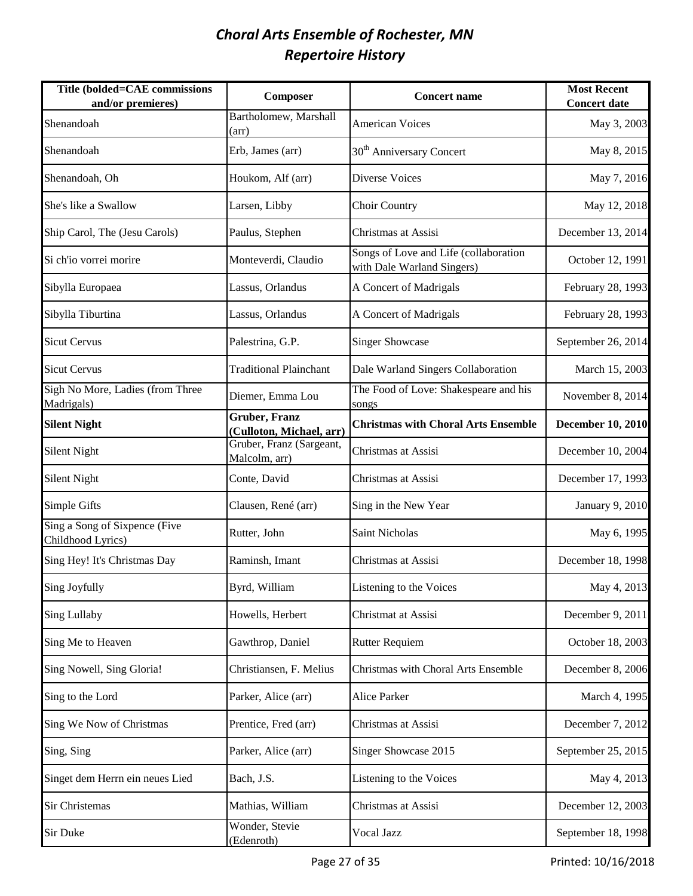# *Choral Arts Ensemble of Rochester, MN*
## *Repertoire History*

| Title (bolded=CAE commissions and/or premieres) | Composer | Concert name | Most Recent Concert date |
|---|---|---|---|
| Shenandoah | Bartholomew, Marshall (arr) | American Voices | May 3, 2003 |
| Shenandoah | Erb, James (arr) | 30th Anniversary Concert | May 8, 2015 |
| Shenandoah, Oh | Houkom, Alf (arr) | Diverse Voices | May 7, 2016 |
| She's like a Swallow | Larsen, Libby | Choir Country | May 12, 2018 |
| Ship Carol, The (Jesu Carols) | Paulus, Stephen | Christmas at Assisi | December 13, 2014 |
| Si ch'io vorrei morire | Monteverdi, Claudio | Songs of Love and Life (collaboration with Dale Warland Singers) | October 12, 1991 |
| Sibylla Europaea | Lassus, Orlandus | A Concert of Madrigals | February 28, 1993 |
| Sibylla Tiburtina | Lassus, Orlandus | A Concert of Madrigals | February 28, 1993 |
| Sicut Cervus | Palestrina, G.P. | Singer Showcase | September 26, 2014 |
| Sicut Cervus | Traditional Plainchant | Dale Warland Singers Collaboration | March 15, 2003 |
| Sigh No More, Ladies (from Three Madrigals) | Diemer, Emma Lou | The Food of Love: Shakespeare and his songs | November 8, 2014 |
| **Silent Night** | **Gruber, Franz (Culloton, Michael, arr)** | **Christmas with Choral Arts Ensemble** | **December 10, 2010** |
| Silent Night | Gruber, Franz (Sargeant, Malcolm, arr) | Christmas at Assisi | December 10, 2004 |
| Silent Night | Conte, David | Christmas at Assisi | December 17, 1993 |
| Simple Gifts | Clausen, René (arr) | Sing in the New Year | January 9, 2010 |
| Sing a Song of Sixpence (Five Childhood Lyrics) | Rutter, John | Saint Nicholas | May 6, 1995 |
| Sing Hey! It's Christmas Day | Raminsh, Imant | Christmas at Assisi | December 18, 1998 |
| Sing Joyfully | Byrd, William | Listening to the Voices | May 4, 2013 |
| Sing Lullaby | Howells, Herbert | Christmat at Assisi | December 9, 2011 |
| Sing Me to Heaven | Gawthrop, Daniel | Rutter Requiem | October 18, 2003 |
| Sing Nowell, Sing Gloria! | Christiansen, F. Melius | Christmas with Choral Arts Ensemble | December 8, 2006 |
| Sing to the Lord | Parker, Alice (arr) | Alice Parker | March 4, 1995 |
| Sing We Now of Christmas | Prentice, Fred (arr) | Christmas at Assisi | December 7, 2012 |
| Sing, Sing | Parker, Alice (arr) | Singer Showcase 2015 | September 25, 2015 |
| Singet dem Herrn ein neues Lied | Bach, J.S. | Listening to the Voices | May 4, 2013 |
| Sir Christemas | Mathias, William | Christmas at Assisi | December 12, 2003 |
| Sir Duke | Wonder, Stevie (Edenroth) | Vocal Jazz | September 18, 1998 |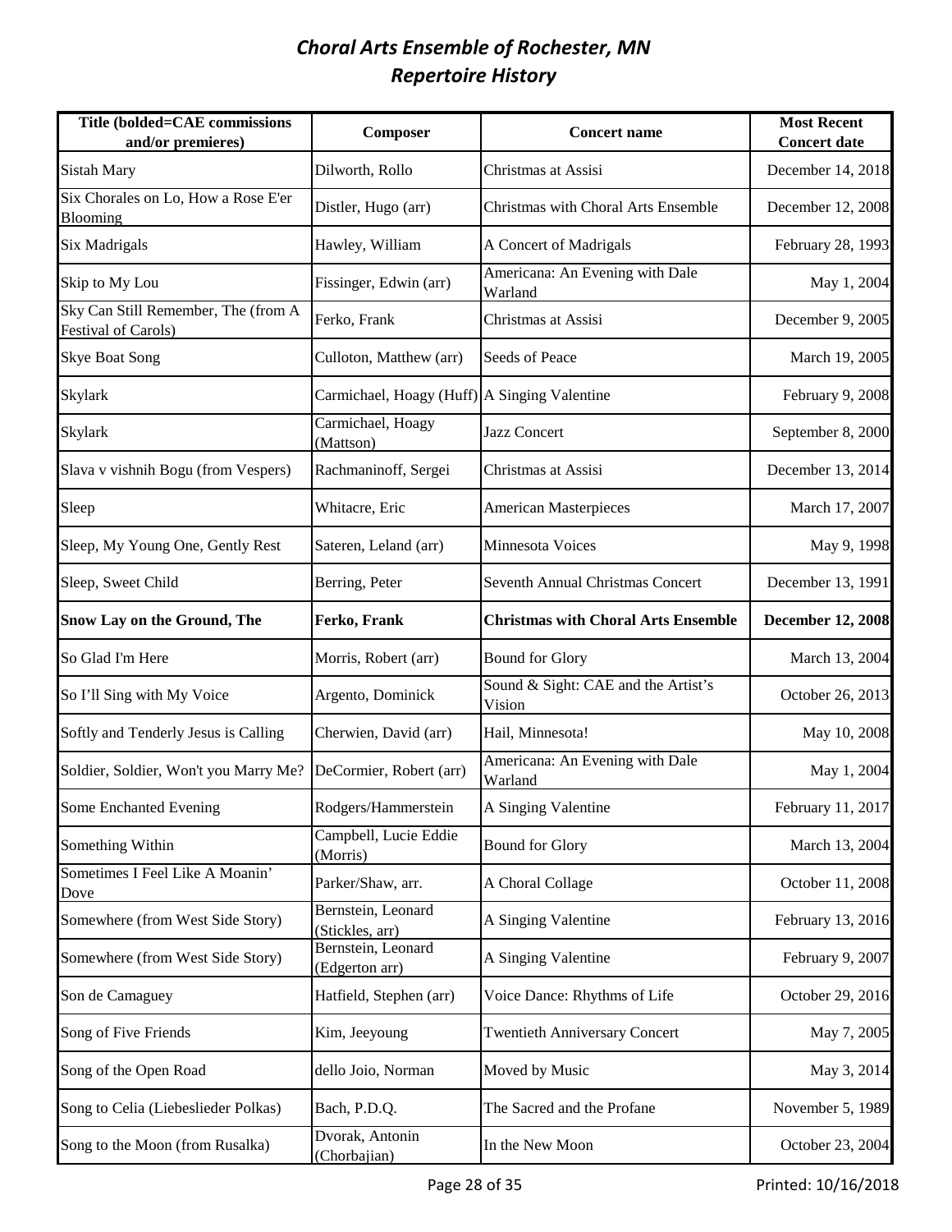# *Choral Arts Ensemble of Rochester, MN*
# *Repertoire History*

| Title (bolded=CAE commissions and/or premieres) | Composer | Concert name | Most Recent Concert date |
|---|---|---|---|
| Sistah Mary | Dilworth, Rollo | Christmas at Assisi | December 14, 2018 |
| Six Chorales on Lo, How a Rose E'er Blooming | Distler, Hugo (arr) | Christmas with Choral Arts Ensemble | December 12, 2008 |
| Six Madrigals | Hawley, William | A Concert of Madrigals | February 28, 1993 |
| Skip to My Lou | Fissinger, Edwin (arr) | Americana: An Evening with Dale Warland | May 1, 2004 |
| Sky Can Still Remember, The (from A Festival of Carols) | Ferko, Frank | Christmas at Assisi | December 9, 2005 |
| Skye Boat Song | Culloton, Matthew (arr) | Seeds of Peace | March 19, 2005 |
| Skylark | Carmichael, Hoagy (Huff) | A Singing Valentine | February 9, 2008 |
| Skylark | Carmichael, Hoagy (Mattson) | Jazz Concert | September 8, 2000 |
| Slava v vishnih Bogu (from Vespers) | Rachmaninoff, Sergei | Christmas at Assisi | December 13, 2014 |
| Sleep | Whitacre, Eric | American Masterpieces | March 17, 2007 |
| Sleep, My Young One, Gently Rest | Sateren, Leland (arr) | Minnesota Voices | May 9, 1998 |
| Sleep, Sweet Child | Berring, Peter | Seventh Annual Christmas Concert | December 13, 1991 |
| **Snow Lay on the Ground, The** | **Ferko, Frank** | **Christmas with Choral Arts Ensemble** | **December 12, 2008** |
| So Glad I'm Here | Morris, Robert (arr) | Bound for Glory | March 13, 2004 |
| So I'll Sing with My Voice | Argento, Dominick | Sound & Sight: CAE and the Artist's Vision | October 26, 2013 |
| Softly and Tenderly Jesus is Calling | Cherwien, David (arr) | Hail, Minnesota! | May 10, 2008 |
| Soldier, Soldier, Won't you Marry Me? | DeCormier, Robert (arr) | Americana: An Evening with Dale Warland | May 1, 2004 |
| Some Enchanted Evening | Rodgers/Hammerstein | A Singing Valentine | February 11, 2017 |
| Something Within | Campbell, Lucie Eddie (Morris) | Bound for Glory | March 13, 2004 |
| Sometimes I Feel Like A Moanin' Dove | Parker/Shaw, arr. | A Choral Collage | October 11, 2008 |
| Somewhere (from West Side Story) | Bernstein, Leonard (Stickles, arr) | A Singing Valentine | February 13, 2016 |
| Somewhere (from West Side Story) | Bernstein, Leonard (Edgerton arr) | A Singing Valentine | February 9, 2007 |
| Son de Camaguey | Hatfield, Stephen (arr) | Voice Dance: Rhythms of Life | October 29, 2016 |
| Song of Five Friends | Kim, Jeeyoung | Twentieth Anniversary Concert | May 7, 2005 |
| Song of the Open Road | dello Joio, Norman | Moved by Music | May 3, 2014 |
| Song to Celia (Liebeslieder Polkas) | Bach, P.D.Q. | The Sacred and the Profane | November 5, 1989 |
| Song to the Moon (from Rusalka) | Dvorak, Antonin (Chorbajian) | In the New Moon | October 23, 2004 |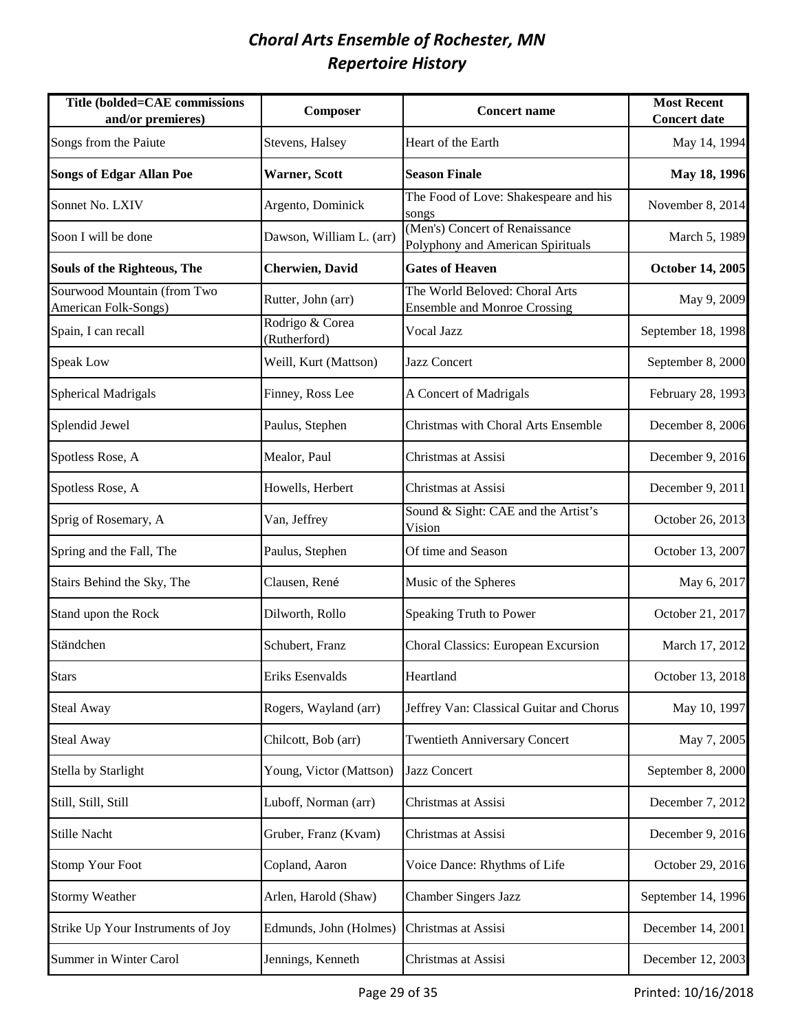# *Choral Arts Ensemble of Rochester, MN*
# *Repertoire History*

| Title (bolded=CAE commissions and/or premieres) | Composer | Concert name | Most Recent Concert date |
|---|---|---|---|
| Songs from the Paiute | Stevens, Halsey | Heart of the Earth | May 14, 1994 |
| **Songs of Edgar Allan Poe** | **Warner, Scott** | **Season Finale** | **May 18, 1996** |
| Sonnet No. LXIV | Argento, Dominick | The Food of Love: Shakespeare and his songs | November 8, 2014 |
| Soon I will be done | Dawson, William L. (arr) | (Men's) Concert of Renaissance Polyphony and American Spirituals | March 5, 1989 |
| **Souls of the Righteous, The** | **Cherwien, David** | **Gates of Heaven** | **October 14, 2005** |
| Sourwood Mountain (from Two American Folk-Songs) | Rutter, John (arr) | The World Beloved: Choral Arts Ensemble and Monroe Crossing | May 9, 2009 |
| Spain, I can recall | Rodrigo & Corea (Rutherford) | Vocal Jazz | September 18, 1998 |
| Speak Low | Weill, Kurt (Mattson) | Jazz Concert | September 8, 2000 |
| Spherical Madrigals | Finney, Ross Lee | A Concert of Madrigals | February 28, 1993 |
| Splendid Jewel | Paulus, Stephen | Christmas with Choral Arts Ensemble | December 8, 2006 |
| Spotless Rose, A | Mealor, Paul | Christmas at Assisi | December 9, 2016 |
| Spotless Rose, A | Howells, Herbert | Christmas at Assisi | December 9, 2011 |
| Sprig of Rosemary, A | Van, Jeffrey | Sound & Sight: CAE and the Artist's Vision | October 26, 2013 |
| Spring and the Fall, The | Paulus, Stephen | Of time and Season | October 13, 2007 |
| Stairs Behind the Sky, The | Clausen, René | Music of the Spheres | May 6, 2017 |
| Stand upon the Rock | Dilworth, Rollo | Speaking Truth to Power | October 21, 2017 |
| Ständchen | Schubert, Franz | Choral Classics: European Excursion | March 17, 2012 |
| Stars | Eriks Esenvalds | Heartland | October 13, 2018 |
| Steal Away | Rogers, Wayland (arr) | Jeffrey Van: Classical Guitar and Chorus | May 10, 1997 |
| Steal Away | Chilcott, Bob (arr) | Twentieth Anniversary Concert | May 7, 2005 |
| Stella by Starlight | Young, Victor (Mattson) | Jazz Concert | September 8, 2000 |
| Still, Still, Still | Luboff, Norman (arr) | Christmas at Assisi | December 7, 2012 |
| Stille Nacht | Gruber, Franz (Kvam) | Christmas at Assisi | December 9, 2016 |
| Stomp Your Foot | Copland, Aaron | Voice Dance: Rhythms of Life | October 29, 2016 |
| Stormy Weather | Arlen, Harold (Shaw) | Chamber Singers Jazz | September 14, 1996 |
| Strike Up Your Instruments of Joy | Edmunds, John (Holmes) | Christmas at Assisi | December 14, 2001 |
| Summer in Winter Carol | Jennings, Kenneth | Christmas at Assisi | December 12, 2003 |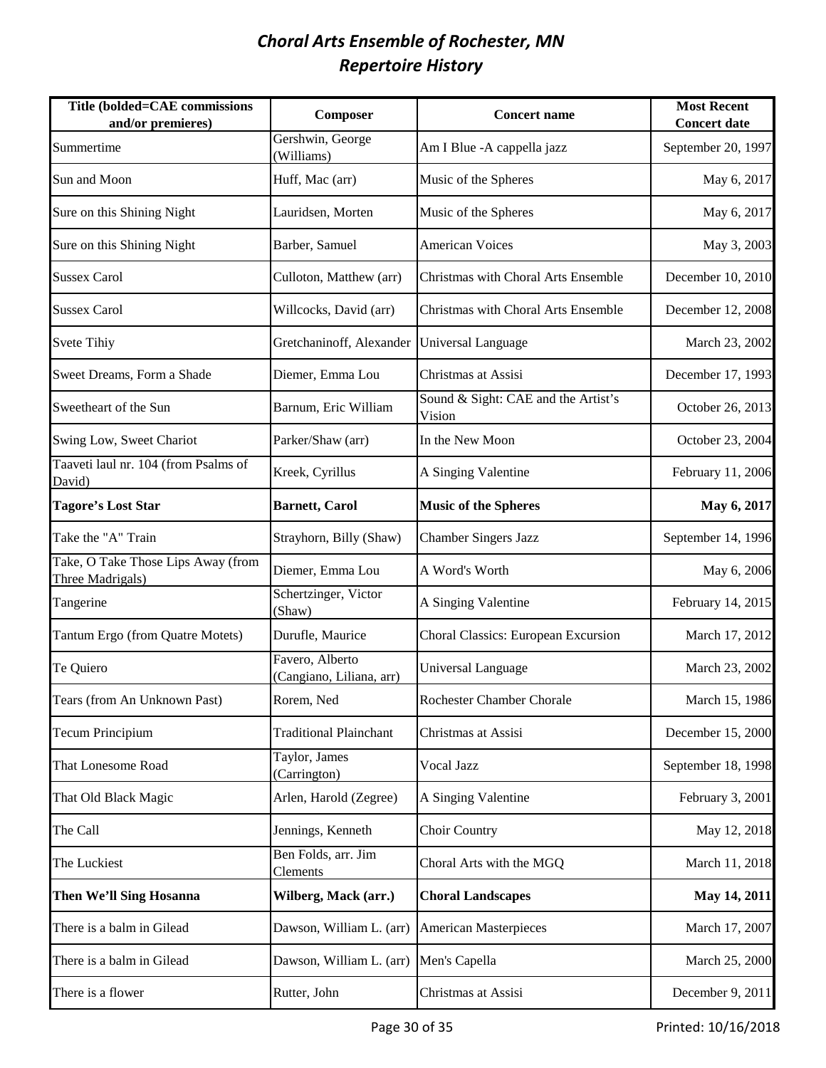# *Choral Arts Ensemble of Rochester, MN*
## *Repertoire History*

| Title (bolded=CAE commissions and/or premieres) | Composer | Concert name | Most Recent Concert date |
|---|---|---|---|
| Summertime | Gershwin, George (Williams) | Am I Blue -A cappella jazz | September 20, 1997 |
| Sun and Moon | Huff, Mac (arr) | Music of the Spheres | May 6, 2017 |
| Sure on this Shining Night | Lauridsen, Morten | Music of the Spheres | May 6, 2017 |
| Sure on this Shining Night | Barber, Samuel | American Voices | May 3, 2003 |
| Sussex Carol | Culloton, Matthew (arr) | Christmas with Choral Arts Ensemble | December 10, 2010 |
| Sussex Carol | Willcocks, David (arr) | Christmas with Choral Arts Ensemble | December 12, 2008 |
| Svete Tihiy | Gretchaninoff, Alexander | Universal Language | March 23, 2002 |
| Sweet Dreams, Form a Shade | Diemer, Emma Lou | Christmas at Assisi | December 17, 1993 |
| Sweetheart of the Sun | Barnum, Eric William | Sound & Sight: CAE and the Artist's Vision | October 26, 2013 |
| Swing Low, Sweet Chariot | Parker/Shaw (arr) | In the New Moon | October 23, 2004 |
| Taaveti laul nr. 104 (from Psalms of David) | Kreek, Cyrillus | A Singing Valentine | February 11, 2006 |
| **Tagore's Lost Star** | **Barnett, Carol** | **Music of the Spheres** | **May 6, 2017** |
| Take the "A" Train | Strayhorn, Billy (Shaw) | Chamber Singers Jazz | September 14, 1996 |
| Take, O Take Those Lips Away (from Three Madrigals) | Diemer, Emma Lou | A Word's Worth | May 6, 2006 |
| Tangerine | Schertzinger, Victor (Shaw) | A Singing Valentine | February 14, 2015 |
| Tantum Ergo (from Quatre Motets) | Durufle, Maurice | Choral Classics: European Excursion | March 17, 2012 |
| Te Quiero | Favero, Alberto (Cangiano, Liliana, arr) | Universal Language | March 23, 2002 |
| Tears (from An Unknown Past) | Rorem, Ned | Rochester Chamber Chorale | March 15, 1986 |
| Tecum Principium | Traditional Plainchant | Christmas at Assisi | December 15, 2000 |
| That Lonesome Road | Taylor, James (Carrington) | Vocal Jazz | September 18, 1998 |
| That Old Black Magic | Arlen, Harold (Zegree) | A Singing Valentine | February 3, 2001 |
| The Call | Jennings, Kenneth | Choir Country | May 12, 2018 |
| The Luckiest | Ben Folds, arr. Jim Clements | Choral Arts with the MGQ | March 11, 2018 |
| **Then We'll Sing Hosanna** | **Wilberg, Mack (arr.)** | **Choral Landscapes** | **May 14, 2011** |
| There is a balm in Gilead | Dawson, William L. (arr) | American Masterpieces | March 17, 2007 |
| There is a balm in Gilead | Dawson, William L. (arr) | Men's Capella | March 25, 2000 |
| There is a flower | Rutter, John | Christmas at Assisi | December 9, 2011 |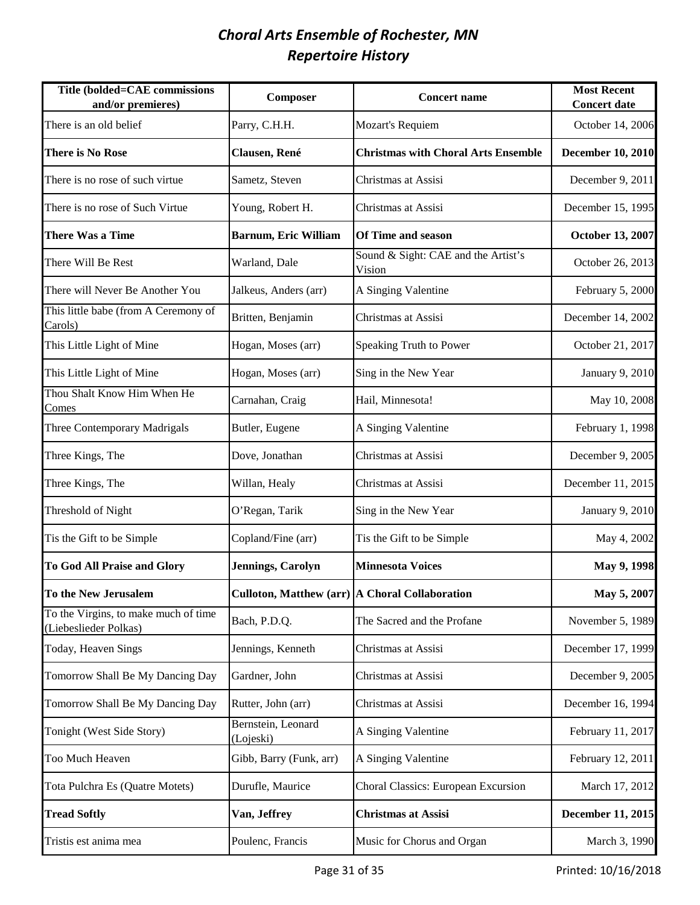# *Choral Arts Ensemble of Rochester, MN*
## *Repertoire History*

| Title (bolded=CAE commissions and/or premieres) | Composer | Concert name | Most Recent Concert date |
|---|---|---|---|
| There is an old belief | Parry, C.H.H. | Mozart's Requiem | October 14, 2006 |
| **There is No Rose** | **Clausen, René** | **Christmas with Choral Arts Ensemble** | **December 10, 2010** |
| There is no rose of such virtue | Sametz, Steven | Christmas at Assisi | December 9, 2011 |
| There is no rose of Such Virtue | Young, Robert H. | Christmas at Assisi | December 15, 1995 |
| **There Was a Time** | **Barnum, Eric William** | **Of Time and season** | **October 13, 2007** |
| There Will Be Rest | Warland, Dale | Sound & Sight: CAE and the Artist's Vision | October 26, 2013 |
| There will Never Be Another You | Jalkeus, Anders (arr) | A Singing Valentine | February 5, 2000 |
| This little babe (from A Ceremony of Carols) | Britten, Benjamin | Christmas at Assisi | December 14, 2002 |
| This Little Light of Mine | Hogan, Moses (arr) | Speaking Truth to Power | October 21, 2017 |
| This Little Light of Mine | Hogan, Moses (arr) | Sing in the New Year | January 9, 2010 |
| Thou Shalt Know Him When He Comes | Carnahan, Craig | Hail, Minnesota! | May 10, 2008 |
| Three Contemporary Madrigals | Butler, Eugene | A Singing Valentine | February 1, 1998 |
| Three Kings, The | Dove, Jonathan | Christmas at Assisi | December 9, 2005 |
| Three Kings, The | Willan, Healy | Christmas at Assisi | December 11, 2015 |
| Threshold of Night | O'Regan, Tarik | Sing in the New Year | January 9, 2010 |
| Tis the Gift to be Simple | Copland/Fine (arr) | Tis the Gift to be Simple | May 4, 2002 |
| **To God All Praise and Glory** | **Jennings, Carolyn** | **Minnesota Voices** | **May 9, 1998** |
| **To the New Jerusalem** | **Culloton, Matthew (arr)** | **A Choral Collaboration** | **May 5, 2007** |
| To the Virgins, to make much of time (Liebeslieder Polkas) | Bach, P.D.Q. | The Sacred and the Profane | November 5, 1989 |
| Today, Heaven Sings | Jennings, Kenneth | Christmas at Assisi | December 17, 1999 |
| Tomorrow Shall Be My Dancing Day | Gardner, John | Christmas at Assisi | December 9, 2005 |
| Tomorrow Shall Be My Dancing Day | Rutter, John (arr) | Christmas at Assisi | December 16, 1994 |
| Tonight (West Side Story) | Bernstein, Leonard (Lojeski) | A Singing Valentine | February 11, 2017 |
| Too Much Heaven | Gibb, Barry (Funk, arr) | A Singing Valentine | February 12, 2011 |
| Tota Pulchra Es (Quatre Motets) | Durufle, Maurice | Choral Classics: European Excursion | March 17, 2012 |
| **Tread Softly** | **Van, Jeffrey** | **Christmas at Assisi** | **December 11, 2015** |
| Tristis est anima mea | Poulenc, Francis | Music for Chorus and Organ | March 3, 1990 |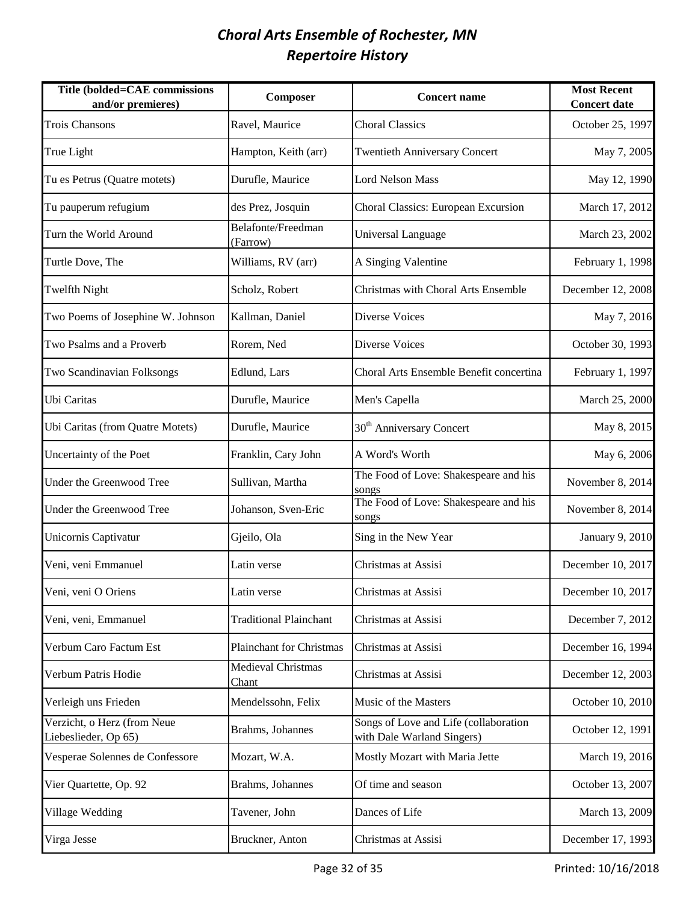# *Choral Arts Ensemble of Rochester, MN*
# *Repertoire History*

| Title (bolded=CAE commissions and/or premieres) | Composer | Concert name | Most Recent Concert date |
|---|---|---|---|
| Trois Chansons | Ravel, Maurice | Choral Classics | October 25, 1997 |
| True Light | Hampton, Keith (arr) | Twentieth Anniversary Concert | May 7, 2005 |
| Tu es Petrus (Quatre motets) | Durufle, Maurice | Lord Nelson Mass | May 12, 1990 |
| Tu pauperum refugium | des Prez, Josquin | Choral Classics: European Excursion | March 17, 2012 |
| Turn the World Around | Belafonte/Freedman (Farrow) | Universal Language | March 23, 2002 |
| Turtle Dove, The | Williams, RV (arr) | A Singing Valentine | February 1, 1998 |
| Twelfth Night | Scholz, Robert | Christmas with Choral Arts Ensemble | December 12, 2008 |
| Two Poems of Josephine W. Johnson | Kallman, Daniel | Diverse Voices | May 7, 2016 |
| Two Psalms and a Proverb | Rorem, Ned | Diverse Voices | October 30, 1993 |
| Two Scandinavian Folksongs | Edlund, Lars | Choral Arts Ensemble Benefit concertina | February 1, 1997 |
| Ubi Caritas | Durufle, Maurice | Men's Capella | March 25, 2000 |
| Ubi Caritas (from Quatre Motets) | Durufle, Maurice | 30th Anniversary Concert | May 8, 2015 |
| Uncertainty of the Poet | Franklin, Cary John | A Word's Worth | May 6, 2006 |
| Under the Greenwood Tree | Sullivan, Martha | The Food of Love: Shakespeare and his songs | November 8, 2014 |
| Under the Greenwood Tree | Johanson, Sven-Eric | The Food of Love: Shakespeare and his songs | November 8, 2014 |
| Unicornis Captivatur | Gjeilo, Ola | Sing in the New Year | January 9, 2010 |
| Veni, veni Emmanuel | Latin verse | Christmas at Assisi | December 10, 2017 |
| Veni, veni O Oriens | Latin verse | Christmas at Assisi | December 10, 2017 |
| Veni, veni, Emmanuel | Traditional Plainchant | Christmas at Assisi | December 7, 2012 |
| Verbum Caro Factum Est | Plainchant for Christmas | Christmas at Assisi | December 16, 1994 |
| Verbum Patris Hodie | Medieval Christmas Chant | Christmas at Assisi | December 12, 2003 |
| Verleigh uns Frieden | Mendelssohn, Felix | Music of the Masters | October 10, 2010 |
| Verzicht, o Herz (from Neue Liebeslieder, Op 65) | Brahms, Johannes | Songs of Love and Life (collaboration with Dale Warland Singers) | October 12, 1991 |
| Vesperae Solennes de Confessore | Mozart, W.A. | Mostly Mozart with Maria Jette | March 19, 2016 |
| Vier Quartette, Op. 92 | Brahms, Johannes | Of time and season | October 13, 2007 |
| Village Wedding | Tavener, John | Dances of Life | March 13, 2009 |
| Virga Jesse | Bruckner, Anton | Christmas at Assisi | December 17, 1993 |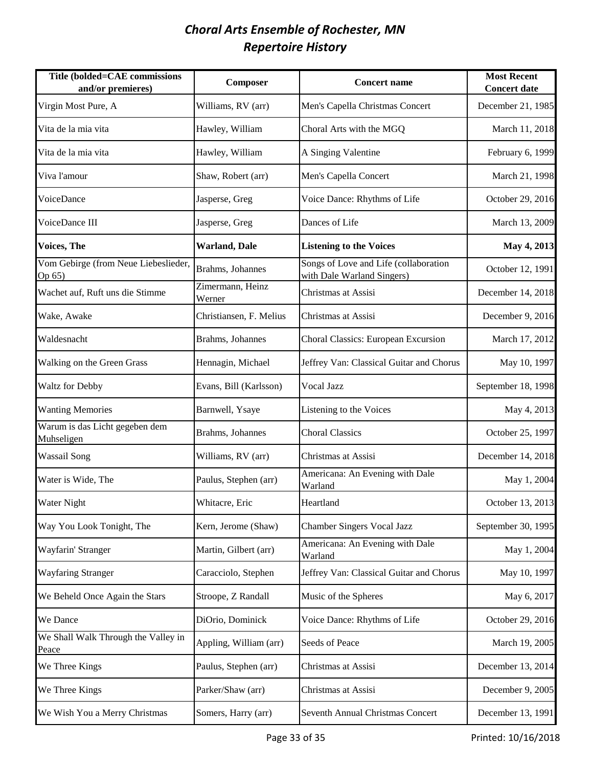# *Choral Arts Ensemble of Rochester, MN*
# *Repertoire History*

| Title (bolded=CAE commissions and/or premieres) | Composer | Concert name | Most Recent Concert date |
|---|---|---|---|
| Virgin Most Pure, A | Williams, RV (arr) | Men's Capella Christmas Concert | December 21, 1985 |
| Vita de la mia vita | Hawley, William | Choral Arts with the MGQ | March 11, 2018 |
| Vita de la mia vita | Hawley, William | A Singing Valentine | February 6, 1999 |
| Viva l'amour | Shaw, Robert (arr) | Men's Capella Concert | March 21, 1998 |
| VoiceDance | Jasperse, Greg | Voice Dance: Rhythms of Life | October 29, 2016 |
| VoiceDance III | Jasperse, Greg | Dances of Life | March 13, 2009 |
| **Voices, The** | **Warland, Dale** | **Listening to the Voices** | **May 4, 2013** |
| Vom Gebirge (from Neue Liebeslieder, Op 65) | Brahms, Johannes | Songs of Love and Life (collaboration with Dale Warland Singers) | October 12, 1991 |
| Wachet auf, Ruft uns die Stimme | Zimermann, Heinz Werner | Christmas at Assisi | December 14, 2018 |
| Wake, Awake | Christiansen, F. Melius | Christmas at Assisi | December 9, 2016 |
| Waldesnacht | Brahms, Johannes | Choral Classics: European Excursion | March 17, 2012 |
| Walking on the Green Grass | Hennagin, Michael | Jeffrey Van: Classical Guitar and Chorus | May 10, 1997 |
| Waltz for Debby | Evans, Bill (Karlsson) | Vocal Jazz | September 18, 1998 |
| Wanting Memories | Barnwell, Ysaye | Listening to the Voices | May 4, 2013 |
| Warum is das Licht gegeben dem Muhseligen | Brahms, Johannes | Choral Classics | October 25, 1997 |
| Wassail Song | Williams, RV (arr) | Christmas at Assisi | December 14, 2018 |
| Water is Wide, The | Paulus, Stephen (arr) | Americana: An Evening with Dale Warland | May 1, 2004 |
| Water Night | Whitacre, Eric | Heartland | October 13, 2013 |
| Way You Look Tonight, The | Kern, Jerome (Shaw) | Chamber Singers Vocal Jazz | September 30, 1995 |
| Wayfarin' Stranger | Martin, Gilbert (arr) | Americana: An Evening with Dale Warland | May 1, 2004 |
| Wayfaring Stranger | Caracciolo, Stephen | Jeffrey Van: Classical Guitar and Chorus | May 10, 1997 |
| We Beheld Once Again the Stars | Stroope, Z Randall | Music of the Spheres | May 6, 2017 |
| We Dance | DiOrio, Dominick | Voice Dance: Rhythms of Life | October 29, 2016 |
| We Shall Walk Through the Valley in Peace | Appling, William (arr) | Seeds of Peace | March 19, 2005 |
| We Three Kings | Paulus, Stephen (arr) | Christmas at Assisi | December 13, 2014 |
| We Three Kings | Parker/Shaw (arr) | Christmas at Assisi | December 9, 2005 |
| We Wish You a Merry Christmas | Somers, Harry (arr) | Seventh Annual Christmas Concert | December 13, 1991 |

Printed: 10/16/2018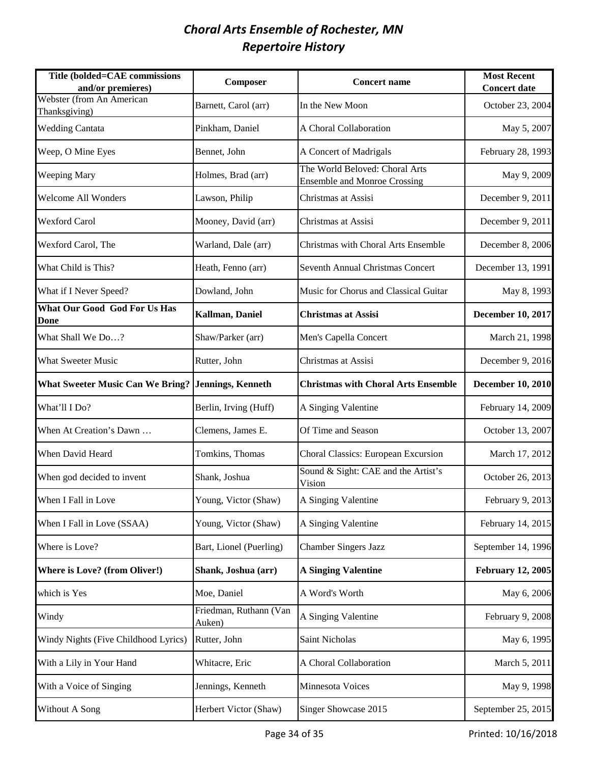# *Choral Arts Ensemble of Rochester, MN*
## *Repertoire History*

| Title (bolded=CAE commissions and/or premieres) | Composer | Concert name | Most Recent Concert date |
|---|---|---|---|
| Webster (from An American Thanksgiving) | Barnett, Carol (arr) | In the New Moon | October 23, 2004 |
| Wedding Cantata | Pinkham, Daniel | A Choral Collaboration | May 5, 2007 |
| Weep, O Mine Eyes | Bennet, John | A Concert of Madrigals | February 28, 1993 |
| Weeping Mary | Holmes, Brad (arr) | The World Beloved: Choral Arts Ensemble and Monroe Crossing | May 9, 2009 |
| Welcome All Wonders | Lawson, Philip | Christmas at Assisi | December 9, 2011 |
| Wexford Carol | Mooney, David (arr) | Christmas at Assisi | December 9, 2011 |
| Wexford Carol, The | Warland, Dale (arr) | Christmas with Choral Arts Ensemble | December 8, 2006 |
| What Child is This? | Heath, Fenno (arr) | Seventh Annual Christmas Concert | December 13, 1991 |
| What if I Never Speed? | Dowland, John | Music for Chorus and Classical Guitar | May 8, 1993 |
| **What Our Good God For Us Has Done** | **Kallman, Daniel** | **Christmas at Assisi** | **December 10, 2017** |
| What Shall We Do…? | Shaw/Parker (arr) | Men's Capella Concert | March 21, 1998 |
| What Sweeter Music | Rutter, John | Christmas at Assisi | December 9, 2016 |
| **What Sweeter Music Can We Bring?** | **Jennings, Kenneth** | **Christmas with Choral Arts Ensemble** | **December 10, 2010** |
| What'll I Do? | Berlin, Irving (Huff) | A Singing Valentine | February 14, 2009 |
| When At Creation's Dawn … | Clemens, James E. | Of Time and Season | October 13, 2007 |
| When David Heard | Tomkins, Thomas | Choral Classics: European Excursion | March 17, 2012 |
| When god decided to invent | Shank, Joshua | Sound & Sight: CAE and the Artist's Vision | October 26, 2013 |
| When I Fall in Love | Young, Victor (Shaw) | A Singing Valentine | February 9, 2013 |
| When I Fall in Love (SSAA) | Young, Victor (Shaw) | A Singing Valentine | February 14, 2015 |
| Where is Love? | Bart, Lionel (Puerling) | Chamber Singers Jazz | September 14, 1996 |
| **Where is Love? (from Oliver!)** | **Shank, Joshua (arr)** | **A Singing Valentine** | **February 12, 2005** |
| which is Yes | Moe, Daniel | A Word's Worth | May 6, 2006 |
| Windy | Friedman, Ruthann (Van Auken) | A Singing Valentine | February 9, 2008 |
| Windy Nights (Five Childhood Lyrics) | Rutter, John | Saint Nicholas | May 6, 1995 |
| With a Lily in Your Hand | Whitacre, Eric | A Choral Collaboration | March 5, 2011 |
| With a Voice of Singing | Jennings, Kenneth | Minnesota Voices | May 9, 1998 |
| Without A Song | Herbert Victor (Shaw) | Singer Showcase 2015 | September 25, 2015 |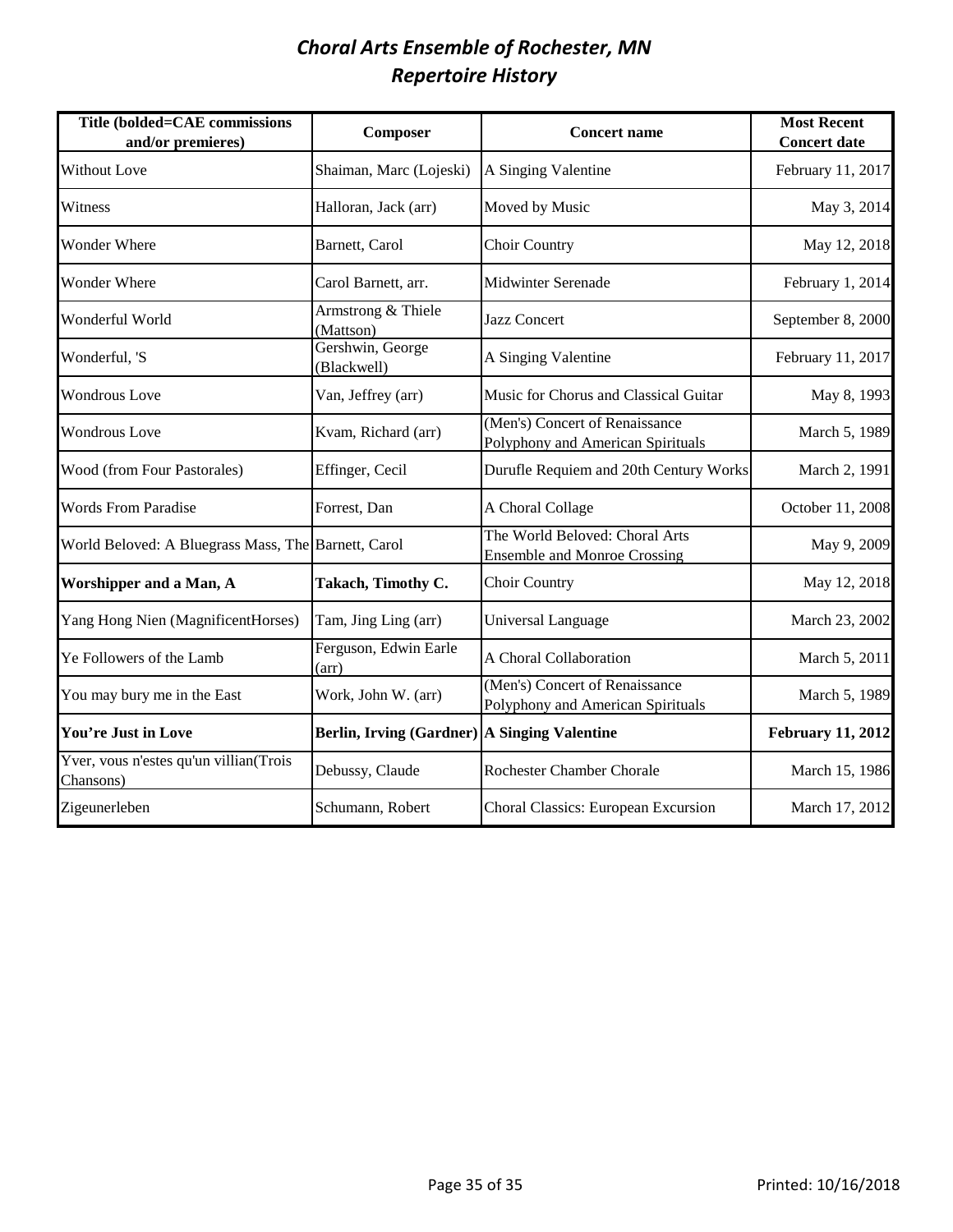# *Choral Arts Ensemble of Rochester, MN*
# *Repertoire History*

| Title (bolded=CAE commissions and/or premieres) | Composer | Concert name | Most Recent Concert date |
|---|---|---|---|
| Without Love | Shaiman, Marc (Lojeski) | A Singing Valentine | February 11, 2017 |
| Witness | Halloran, Jack (arr) | Moved by Music | May 3, 2014 |
| Wonder Where | Barnett, Carol | Choir Country | May 12, 2018 |
| Wonder Where | Carol Barnett, arr. | Midwinter Serenade | February 1, 2014 |
| Wonderful World | Armstrong & Thiele (Mattson) | Jazz Concert | September 8, 2000 |
| Wonderful, 'S | Gershwin, George (Blackwell) | A Singing Valentine | February 11, 2017 |
| Wondrous Love | Van, Jeffrey (arr) | Music for Chorus and Classical Guitar | May 8, 1993 |
| Wondrous Love | Kvam, Richard (arr) | (Men's) Concert of Renaissance Polyphony and American Spirituals | March 5, 1989 |
| Wood (from Four Pastorales) | Effinger, Cecil | Durufle Requiem and 20th Century Works | March 2, 1991 |
| Words From Paradise | Forrest, Dan | A Choral Collage | October 11, 2008 |
| World Beloved: A Bluegrass Mass, The | Barnett, Carol | The World Beloved: Choral Arts Ensemble and Monroe Crossing | May 9, 2009 |
| **Worshipper and a Man, A** | **Takach, Timothy C.** | Choir Country | May 12, 2018 |
| Yang Hong Nien (MagnificentHorses) | Tam, Jing Ling (arr) | Universal Language | March 23, 2002 |
| Ye Followers of the Lamb | Ferguson, Edwin Earle (arr) | A Choral Collaboration | March 5, 2011 |
| You may bury me in the East | Work, John W. (arr) | (Men's) Concert of Renaissance Polyphony and American Spirituals | March 5, 1989 |
| **You're Just in Love** | **Berlin, Irving (Gardner)** | **A Singing Valentine** | **February 11, 2012** |
| Yver, vous n'estes qu'un villian(Trois Chansons) | Debussy, Claude | Rochester Chamber Chorale | March 15, 1986 |
| Zigeunerleben | Schumann, Robert | Choral Classics: European Excursion | March 17, 2012 |

Printed: 10/16/2018